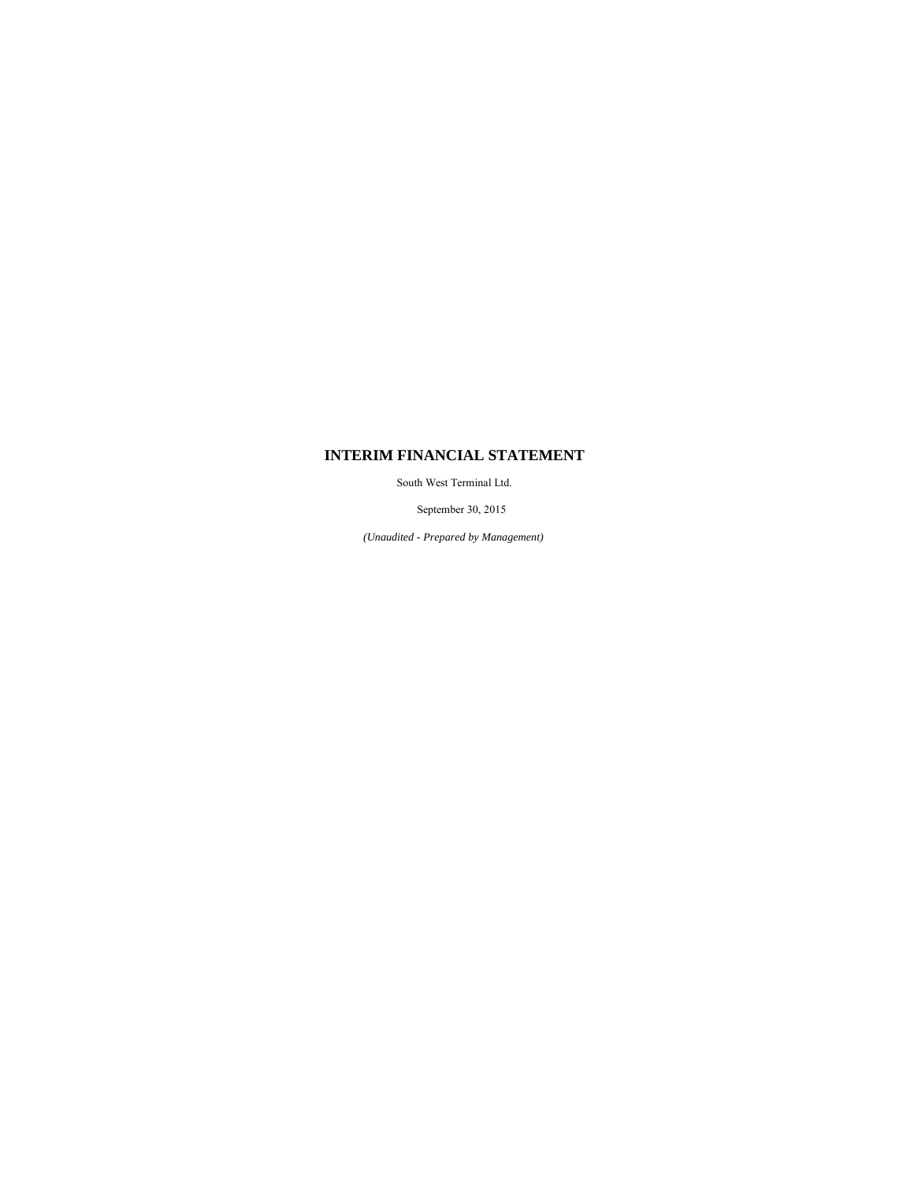# INTERIM FINANCIAL STATEMENT

South West Terminal Ltd.

September 30, 2015

*(Unaudited - Prepared by Management)*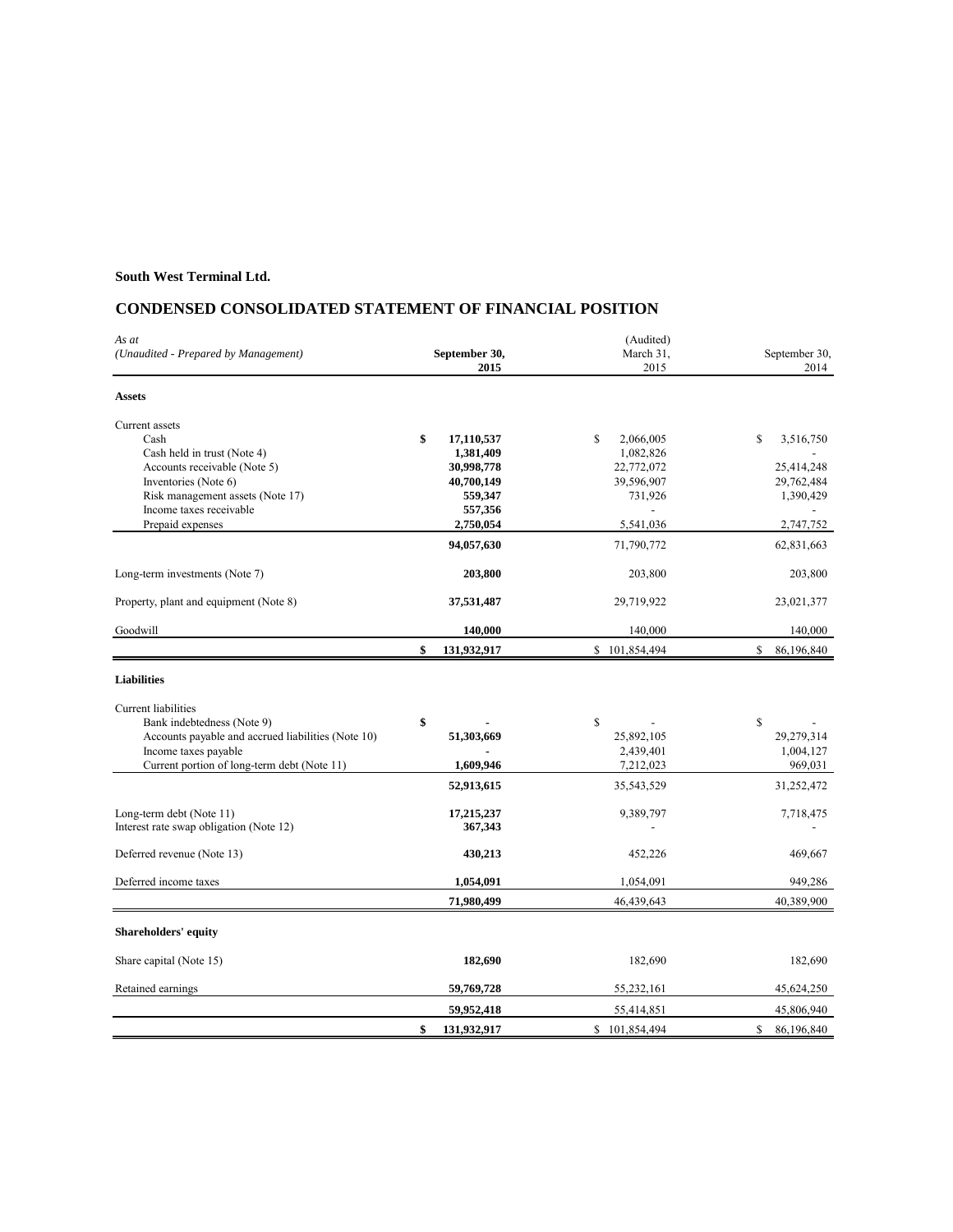**South West Terminal Ltd.**

## CONDENSED CONSOLIDATED STATEMENT OF FINANCIAL POSITION

| *As at* <br> *(Unaudited - Prepared by Management)* | **September 30, 2015** | (Audited) March 31, 2015 | September 30, 2014 |
|---|---|---|---|
| **Assets** | | | |
| Current assets | | | |
| Cash | **$ 17,110,537** | $ 2,066,005 | $ 3,516,750 |
| Cash held in trust (Note 4) | **1,381,409** | 1,082,826 | - |
| Accounts receivable (Note 5) | **30,998,778** | 22,772,072 | 25,414,248 |
| Inventories (Note 6) | **40,700,149** | 39,596,907 | 29,762,484 |
| Risk management assets (Note 17) | **559,347** | 731,926 | 1,390,429 |
| Income taxes receivable | **557,356** | - | - |
| Prepaid expenses | **2,750,054** | 5,541,036 | 2,747,752 |
| | **94,057,630** | 71,790,772 | 62,831,663 |
| Long-term investments (Note 7) | **203,800** | 203,800 | 203,800 |
| Property, plant and equipment (Note 8) | **37,531,487** | 29,719,922 | 23,021,377 |
| Goodwill | **140,000** | 140,000 | 140,000 |
| | **$ 131,932,917** | $ 101,854,494 | $ 86,196,840 |
| **Liabilities** | | | |
| Current liabilities | | | |
| Bank indebtedness (Note 9) | **$ -** | $ - | $ - |
| Accounts payable and accrued liabilities (Note 10) | **51,303,669** | 25,892,105 | 29,279,314 |
| Income taxes payable | **-** | 2,439,401 | 1,004,127 |
| Current portion of long-term debt (Note 11) | **1,609,946** | 7,212,023 | 969,031 |
| | **52,913,615** | 35,543,529 | 31,252,472 |
| Long-term debt (Note 11) | **17,215,237** | 9,389,797 | 7,718,475 |
| Interest rate swap obligation (Note 12) | **367,343** | - | - |
| Deferred revenue (Note 13) | **430,213** | 452,226 | 469,667 |
| Deferred income taxes | **1,054,091** | 1,054,091 | 949,286 |
| | **71,980,499** | 46,439,643 | 40,389,900 |
| **Shareholders' equity** | | | |
| Share capital (Note 15) | **182,690** | 182,690 | 182,690 |
| Retained earnings | **59,769,728** | 55,232,161 | 45,624,250 |
| | **59,952,418** | 55,414,851 | 45,806,940 |
| | **$ 131,932,917** | $ 101,854,494 | $ 86,196,840 |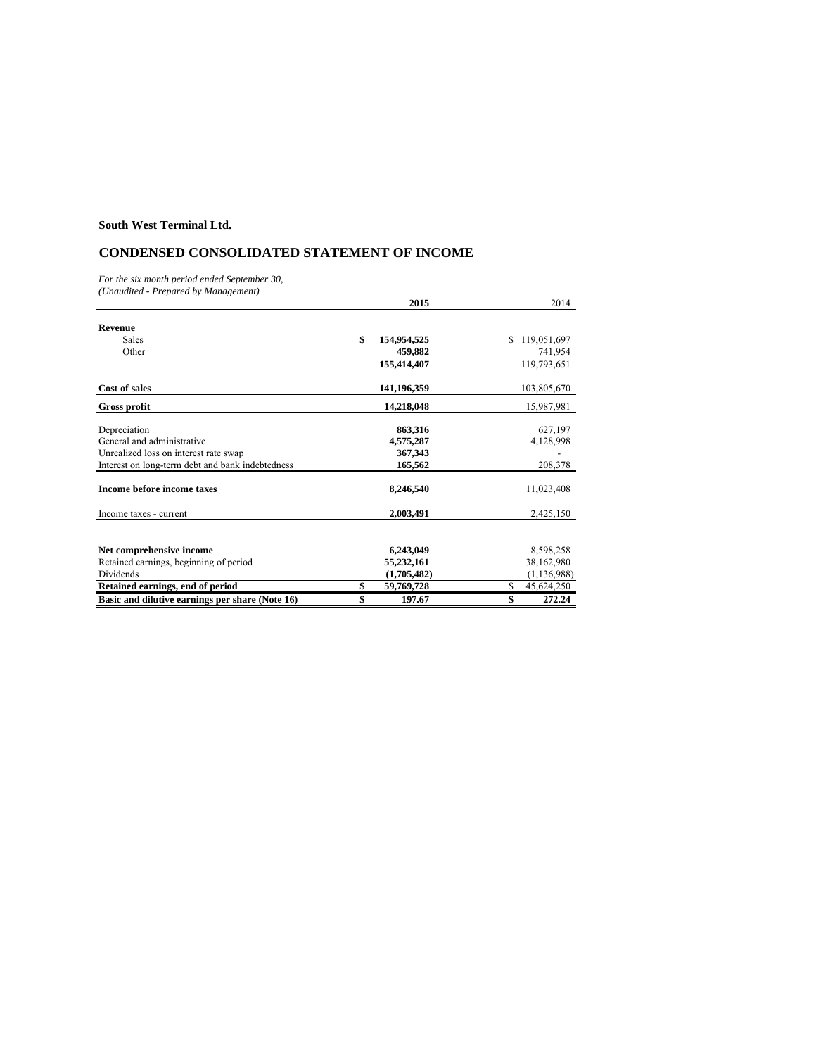**South West Terminal Ltd.**

## CONDENSED CONSOLIDATED STATEMENT OF INCOME

*For the six month period ended September 30,*
*(Unaudited - Prepared by Management)*

| | 2015 | 2014 |
|---|---|---|
| **Revenue** | | |
| Sales | $ 154,954,525 | $ 119,051,697 |
| Other | 459,882 | 741,954 |
| | 155,414,407 | 119,793,651 |
| **Cost of sales** | 141,196,359 | 103,805,670 |
| **Gross profit** | 14,218,048 | 15,987,981 |
| Depreciation | 863,316 | 627,197 |
| General and administrative | 4,575,287 | 4,128,998 |
| Unrealized loss on interest rate swap | 367,343 | - |
| Interest on long-term debt and bank indebtedness | 165,562 | 208,378 |
| **Income before income taxes** | 8,246,540 | 11,023,408 |
| Income taxes - current | 2,003,491 | 2,425,150 |
| **Net comprehensive income** | 6,243,049 | 8,598,258 |
| Retained earnings, beginning of period | 55,232,161 | 38,162,980 |
| Dividends | (1,705,482) | (1,136,988) |
| **Retained earnings, end of period** | $ 59,769,728 | $ 45,624,250 |
| **Basic and dilutive earnings per share (Note 16)** | $ 197.67 | $ 272.24 |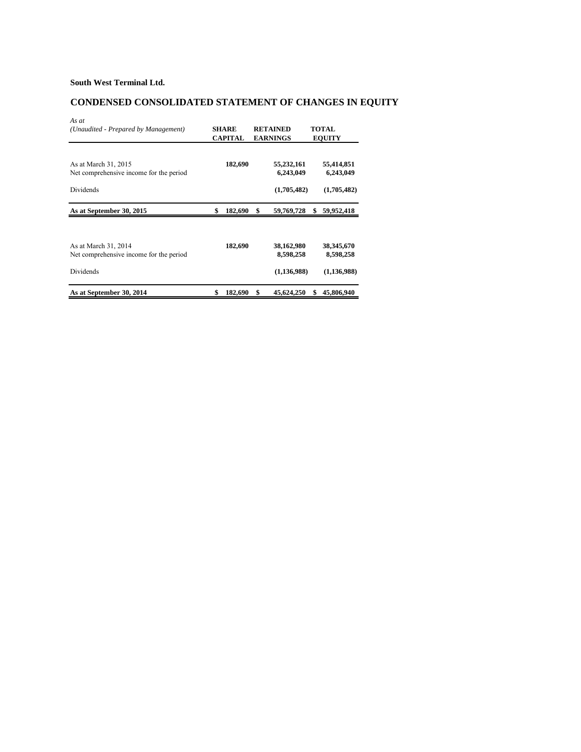**South West Terminal Ltd.**

## CONDENSED CONSOLIDATED STATEMENT OF CHANGES IN EQUITY

| *As at* *(Unaudited - Prepared by Management)* | SHARE CAPITAL | RETAINED EARNINGS | TOTAL EQUITY |
|---|---|---|---|
| As at March 31, 2015 | 182,690 | 55,232,161 | 55,414,851 |
| Net comprehensive income for the period | | 6,243,049 | 6,243,049 |
| Dividends | | (1,705,482) | (1,705,482) |
| **As at September 30, 2015** | $ 182,690 | $ 59,769,728 | $ 59,952,418 |
| | | | |
| As at March 31, 2014 | 182,690 | 38,162,980 | 38,345,670 |
| Net comprehensive income for the period | | 8,598,258 | 8,598,258 |
| Dividends | | (1,136,988) | (1,136,988) |
| **As at September 30, 2014** | $ 182,690 | $ 45,624,250 | $ 45,806,940 |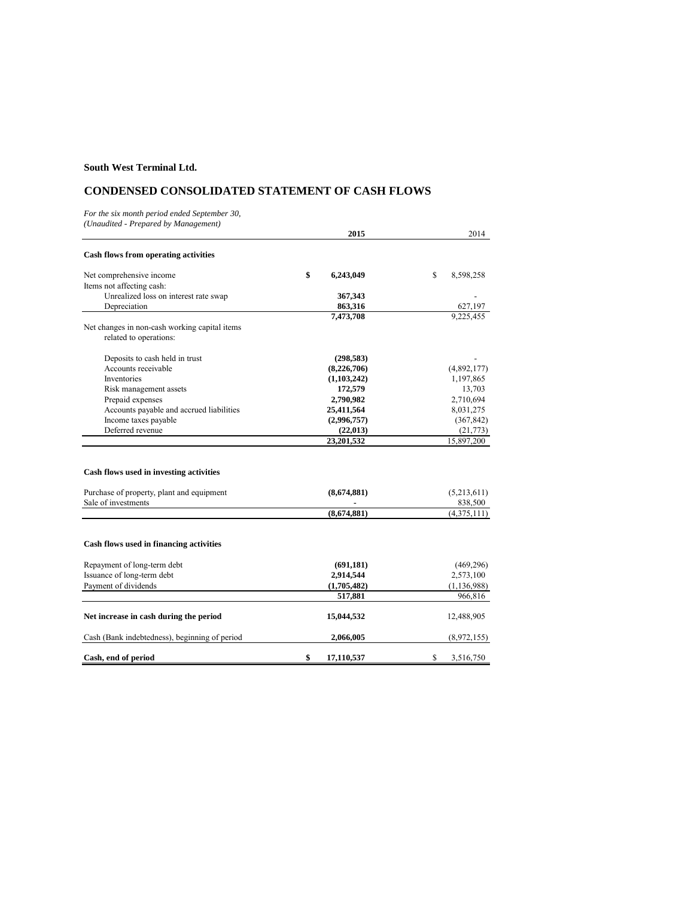**South West Terminal Ltd.**

## CONDENSED CONSOLIDATED STATEMENT OF CASH FLOWS

*For the six month period ended September 30,*
*(Unaudited - Prepared by Management)*

| | 2015 | 2014 |
|---|---|---|
| **Cash flows from operating activities** | | |
| Net comprehensive income | $ 6,243,049 | $ 8,598,258 |
| Items not affecting cash: | | |
| Unrealized loss on interest rate swap | 367,343 | - |
| Depreciation | 863,316 | 627,197 |
| | 7,473,708 | 9,225,455 |
| Net changes in non-cash working capital items related to operations: | | |
| Deposits to cash held in trust | (298,583) | - |
| Accounts receivable | (8,226,706) | (4,892,177) |
| Inventories | (1,103,242) | 1,197,865 |
| Risk management assets | 172,579 | 13,703 |
| Prepaid expenses | 2,790,982 | 2,710,694 |
| Accounts payable and accrued liabilities | 25,411,564 | 8,031,275 |
| Income taxes payable | (2,996,757) | (367,842) |
| Deferred revenue | (22,013) | (21,773) |
| | 23,201,532 | 15,897,200 |
| **Cash flows used in investing activities** | | |
| Purchase of property, plant and equipment | (8,674,881) | (5,213,611) |
| Sale of investments | - | 838,500 |
| | (8,674,881) | (4,375,111) |
| **Cash flows used in financing activities** | | |
| Repayment of long-term debt | (691,181) | (469,296) |
| Issuance of long-term debt | 2,914,544 | 2,573,100 |
| Payment of dividends | (1,705,482) | (1,136,988) |
| | 517,881 | 966,816 |
| **Net increase in cash during the period** | 15,044,532 | 12,488,905 |
| Cash (Bank indebtedness), beginning of period | 2,066,005 | (8,972,155) |
| **Cash, end of period** | $ 17,110,537 | $ 3,516,750 |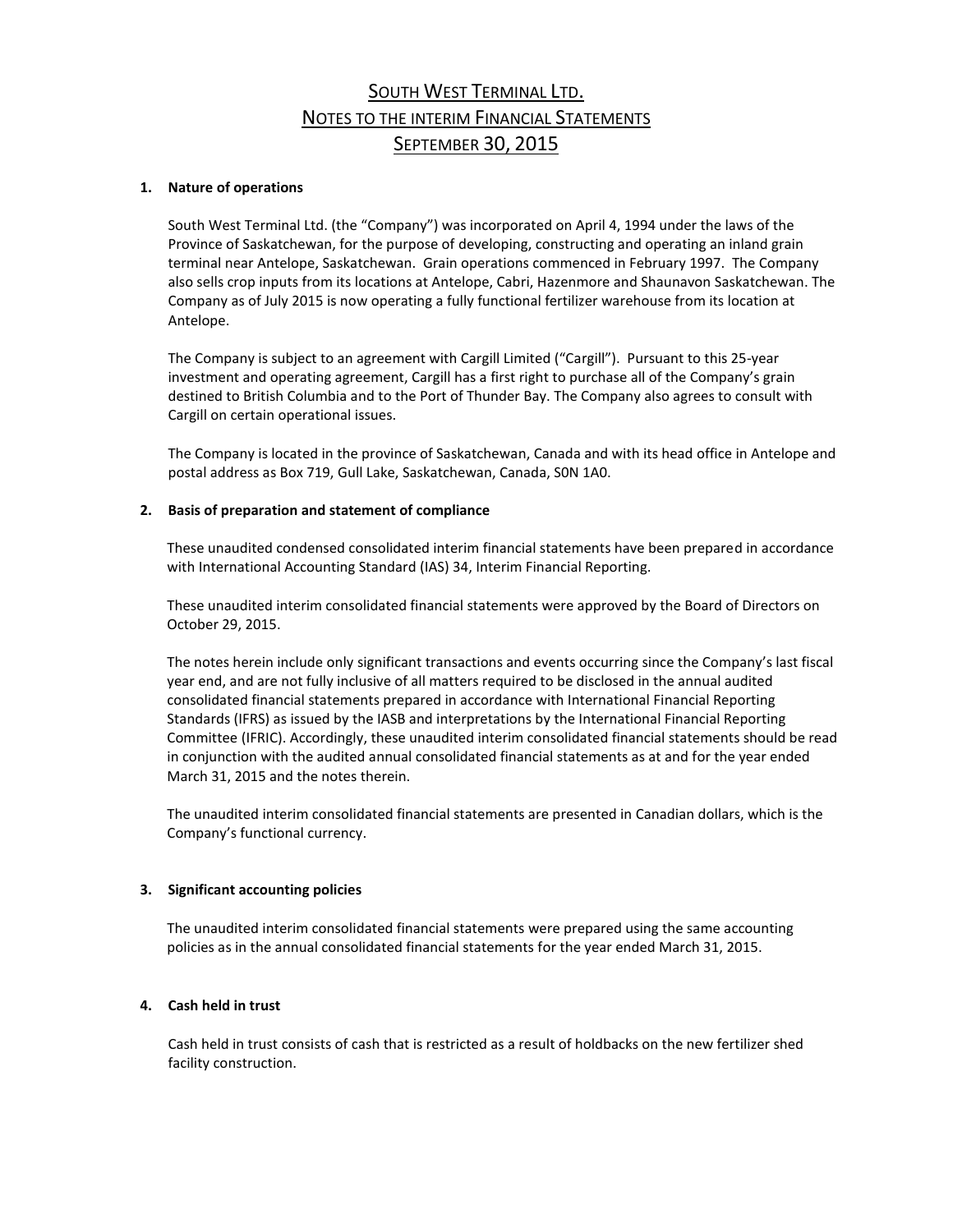# SOUTH WEST TERMINAL LTD.
## NOTES TO THE INTERIM FINANCIAL STATEMENTS
## SEPTEMBER 30, 2015

**1. Nature of operations**

South West Terminal Ltd. (the "Company") was incorporated on April 4, 1994 under the laws of the Province of Saskatchewan, for the purpose of developing, constructing and operating an inland grain terminal near Antelope, Saskatchewan. Grain operations commenced in February 1997. The Company also sells crop inputs from its locations at Antelope, Cabri, Hazenmore and Shaunavon Saskatchewan. The Company as of July 2015 is now operating a fully functional fertilizer warehouse from its location at Antelope.

The Company is subject to an agreement with Cargill Limited ("Cargill"). Pursuant to this 25-year investment and operating agreement, Cargill has a first right to purchase all of the Company's grain destined to British Columbia and to the Port of Thunder Bay. The Company also agrees to consult with Cargill on certain operational issues.

The Company is located in the province of Saskatchewan, Canada and with its head office in Antelope and postal address as Box 719, Gull Lake, Saskatchewan, Canada, S0N 1A0.

**2. Basis of preparation and statement of compliance**

These unaudited condensed consolidated interim financial statements have been prepared in accordance with International Accounting Standard (IAS) 34, Interim Financial Reporting.

These unaudited interim consolidated financial statements were approved by the Board of Directors on October 29, 2015.

The notes herein include only significant transactions and events occurring since the Company's last fiscal year end, and are not fully inclusive of all matters required to be disclosed in the annual audited consolidated financial statements prepared in accordance with International Financial Reporting Standards (IFRS) as issued by the IASB and interpretations by the International Financial Reporting Committee (IFRIC). Accordingly, these unaudited interim consolidated financial statements should be read in conjunction with the audited annual consolidated financial statements as at and for the year ended March 31, 2015 and the notes therein.

The unaudited interim consolidated financial statements are presented in Canadian dollars, which is the Company's functional currency.

**3. Significant accounting policies**

The unaudited interim consolidated financial statements were prepared using the same accounting policies as in the annual consolidated financial statements for the year ended March 31, 2015.

**4. Cash held in trust**

Cash held in trust consists of cash that is restricted as a result of holdbacks on the new fertilizer shed facility construction.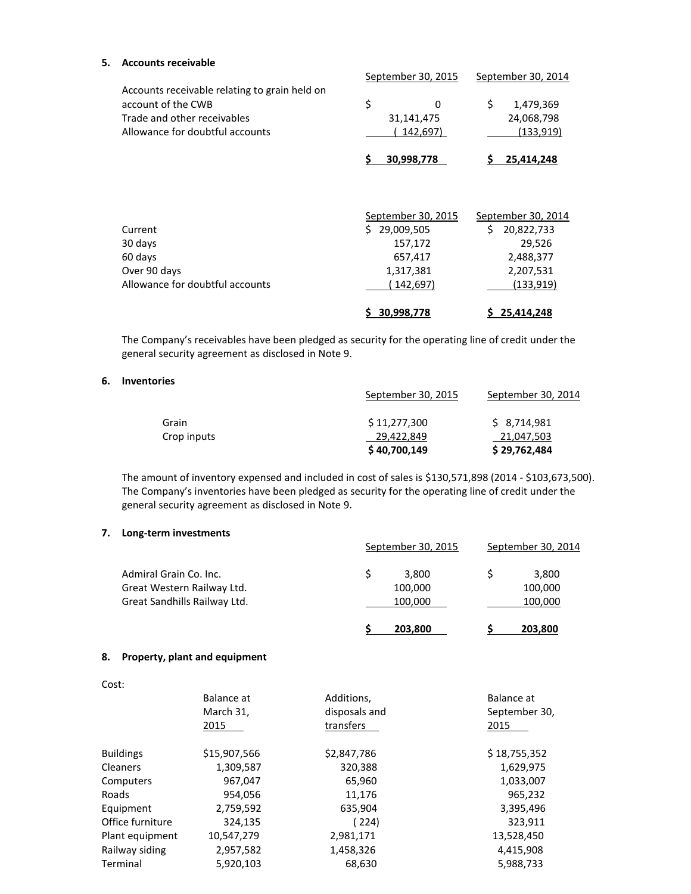### 5. Accounts receivable

| | September 30, 2015 | September 30, 2014 |
|---|---|---|
| Accounts receivable relating to grain held on account of the CWB | $ 0 | $ 1,479,369 |
| Trade and other receivables | 31,141,475 | 24,068,798 |
| Allowance for doubtful accounts | ( 142,697) | (133,919) |
| | **$ 30,998,778** | **$ 25,414,248** |

| | September 30, 2015 | September 30, 2014 |
|---|---|---|
| Current | $ 29,009,505 | $ 20,822,733 |
| 30 days | 157,172 | 29,526 |
| 60 days | 657,417 | 2,488,377 |
| Over 90 days | 1,317,381 | 2,207,531 |
| Allowance for doubtful accounts | ( 142,697) | (133,919) |
| | **$ 30,998,778** | **$ 25,414,248** |

The Company's receivables have been pledged as security for the operating line of credit under the general security agreement as disclosed in Note 9.

### 6. Inventories

| | September 30, 2015 | September 30, 2014 |
|---|---|---|
| Grain | $ 11,277,300 | $ 8,714,981 |
| Crop inputs | 29,422,849 | 21,047,503 |
| | **$ 40,700,149** | **$ 29,762,484** |

The amount of inventory expensed and included in cost of sales is $130,571,898 (2014 - $103,673,500). The Company's inventories have been pledged as security for the operating line of credit under the general security agreement as disclosed in Note 9.

### 7. Long-term investments

| | September 30, 2015 | September 30, 2014 |
|---|---|---|
| Admiral Grain Co. Inc. | $ 3,800 | $ 3,800 |
| Great Western Railway Ltd. | 100,000 | 100,000 |
| Great Sandhills Railway Ltd. | 100,000 | 100,000 |
| | **$ 203,800** | **$ 203,800** |

### 8. Property, plant and equipment

Cost:

| | Balance at March 31, 2015 | Additions, disposals and transfers | Balance at September 30, 2015 |
|---|---|---|---|
| Buildings | $15,907,566 | $2,847,786 | $ 18,755,352 |
| Cleaners | 1,309,587 | 320,388 | 1,629,975 |
| Computers | 967,047 | 65,960 | 1,033,007 |
| Roads | 954,056 | 11,176 | 965,232 |
| Equipment | 2,759,592 | 635,904 | 3,395,496 |
| Office furniture | 324,135 | ( 224) | 323,911 |
| Plant equipment | 10,547,279 | 2,981,171 | 13,528,450 |
| Railway siding | 2,957,582 | 1,458,326 | 4,415,908 |
| Terminal | 5,920,103 | 68,630 | 5,988,733 |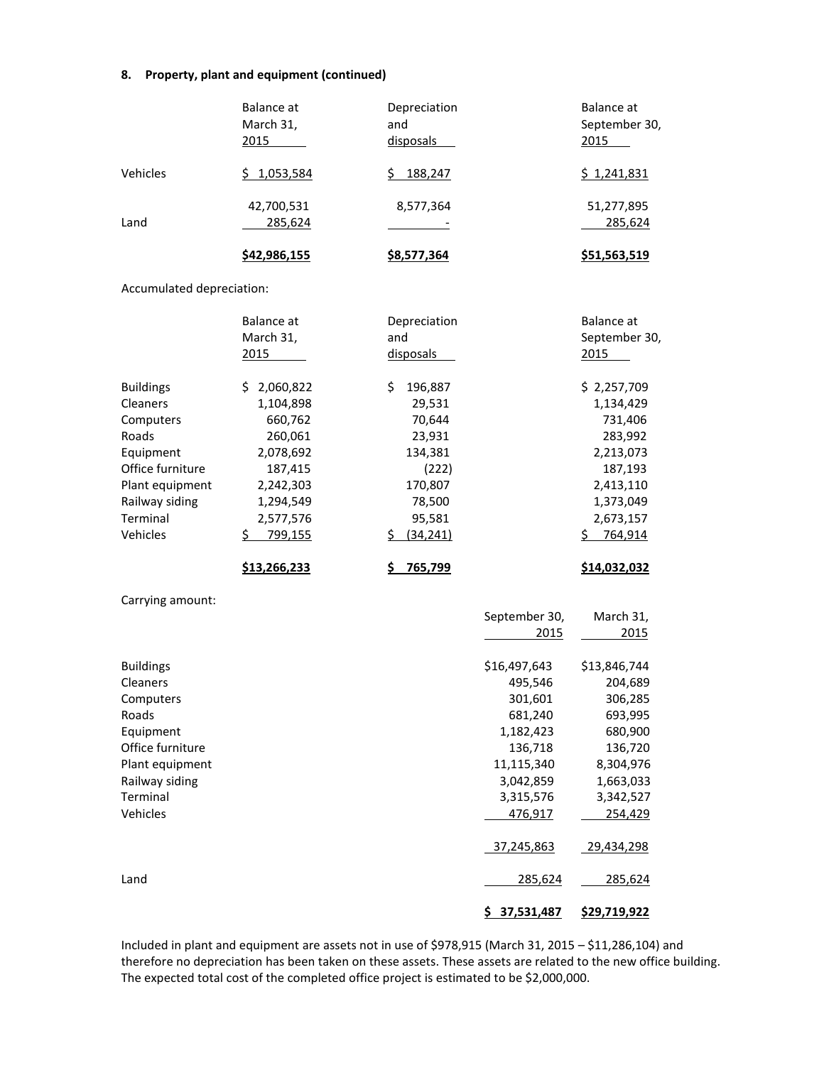**8. Property, plant and equipment (continued)**

| | Balance at March 31, 2015 | Depreciation and disposals | Balance at September 30, 2015 |
|---|---|---|---|
| Vehicles | $ 1,053,584 | $ 188,247 | $ 1,241,831 |
| | 42,700,531 | 8,577,364 | 51,277,895 |
| Land | 285,624 | - | 285,624 |
| | **$42,986,155** | **$8,577,364** | **$51,563,519** |

Accumulated depreciation:

| | Balance at March 31, 2015 | Depreciation and disposals | Balance at September 30, 2015 |
|---|---|---|---|
| Buildings | $ 2,060,822 | $ 196,887 | $ 2,257,709 |
| Cleaners | 1,104,898 | 29,531 | 1,134,429 |
| Computers | 660,762 | 70,644 | 731,406 |
| Roads | 260,061 | 23,931 | 283,992 |
| Equipment | 2,078,692 | 134,381 | 2,213,073 |
| Office furniture | 187,415 | (222) | 187,193 |
| Plant equipment | 2,242,303 | 170,807 | 2,413,110 |
| Railway siding | 1,294,549 | 78,500 | 1,373,049 |
| Terminal | 2,577,576 | 95,581 | 2,673,157 |
| Vehicles | $ 799,155 | $ (34,241) | $ 764,914 |
| | **$13,266,233** | **$ 765,799** | **$14,032,032** |

Carrying amount:

| | September 30, 2015 | March 31, 2015 |
|---|---|---|
| Buildings | $16,497,643 | $13,846,744 |
| Cleaners | 495,546 | 204,689 |
| Computers | 301,601 | 306,285 |
| Roads | 681,240 | 693,995 |
| Equipment | 1,182,423 | 680,900 |
| Office furniture | 136,718 | 136,720 |
| Plant equipment | 11,115,340 | 8,304,976 |
| Railway siding | 3,042,859 | 1,663,033 |
| Terminal | 3,315,576 | 3,342,527 |
| Vehicles | 476,917 | 254,429 |
| | 37,245,863 | 29,434,298 |
| Land | 285,624 | 285,624 |
| | **$ 37,531,487** | **$29,719,922** |

Included in plant and equipment are assets not in use of $978,915 (March 31, 2015 – $11,286,104) and therefore no depreciation has been taken on these assets. These assets are related to the new office building. The expected total cost of the completed office project is estimated to be $2,000,000.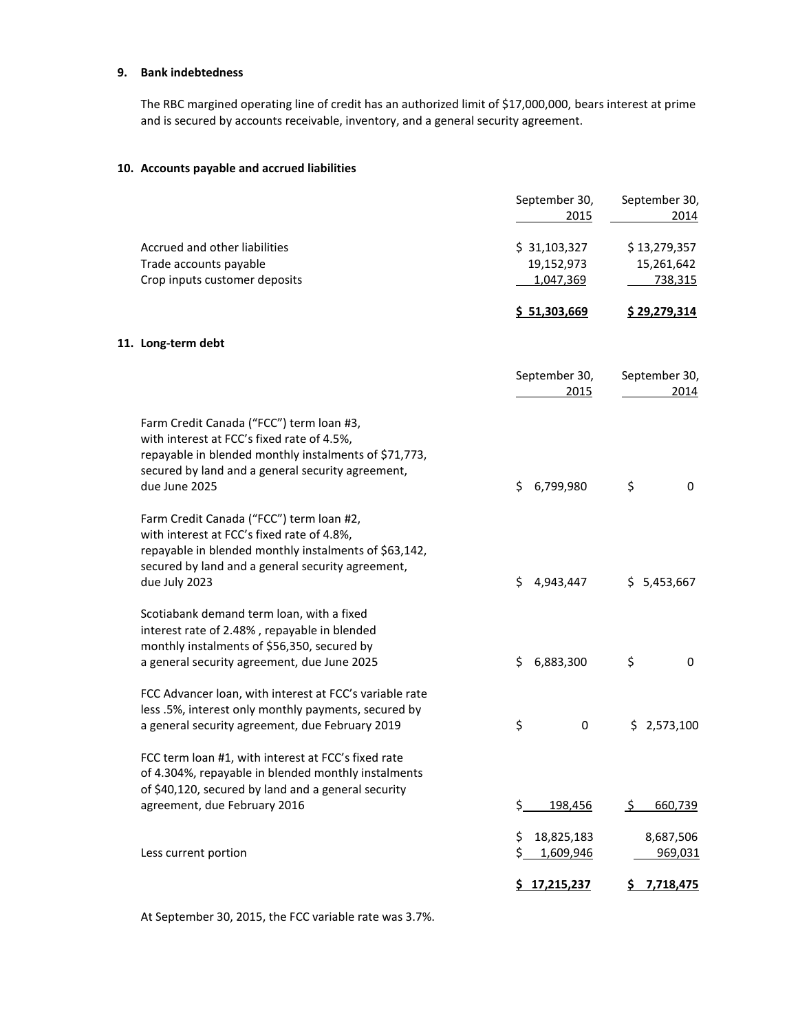## 9. Bank indebtedness

The RBC margined operating line of credit has an authorized limit of $17,000,000, bears interest at prime and is secured by accounts receivable, inventory, and a general security agreement.

## 10. Accounts payable and accrued liabilities

| | September 30, 2015 | September 30, 2014 |
|---|---|---|
| Accrued and other liabilities | $ 31,103,327 | $ 13,279,357 |
| Trade accounts payable | 19,152,973 | 15,261,642 |
| Crop inputs customer deposits | 1,047,369 | 738,315 |
| | **$ 51,303,669** | **$ 29,279,314** |

## 11. Long-term debt

| | September 30, 2015 | September 30, 2014 |
|---|---|---|
| Farm Credit Canada ("FCC") term loan #3, with interest at FCC's fixed rate of 4.5%, repayable in blended monthly instalments of $71,773, secured by land and a general security agreement, due June 2025 | $ 6,799,980 | $ 0 |
| Farm Credit Canada ("FCC") term loan #2, with interest at FCC's fixed rate of 4.8%, repayable in blended monthly instalments of $63,142, secured by land and a general security agreement, due July 2023 | $ 4,943,447 | $ 5,453,667 |
| Scotiabank demand term loan, with a fixed interest rate of 2.48% , repayable in blended monthly instalments of $56,350, secured by a general security agreement, due June 2025 | $ 6,883,300 | $ 0 |
| FCC Advancer loan, with interest at FCC's variable rate less .5%, interest only monthly payments, secured by a general security agreement, due February 2019 | $ 0 | $ 2,573,100 |
| FCC term loan #1, with interest at FCC's fixed rate of 4.304%, repayable in blended monthly instalments of $40,120, secured by land and a general security agreement, due February 2016 | $ 198,456 | $ 660,739 |
| | $ 18,825,183 | 8,687,506 |
| Less current portion | $ 1,609,946 | 969,031 |
| | **$ 17,215,237** | **$ 7,718,475** |

At September 30, 2015, the FCC variable rate was 3.7%.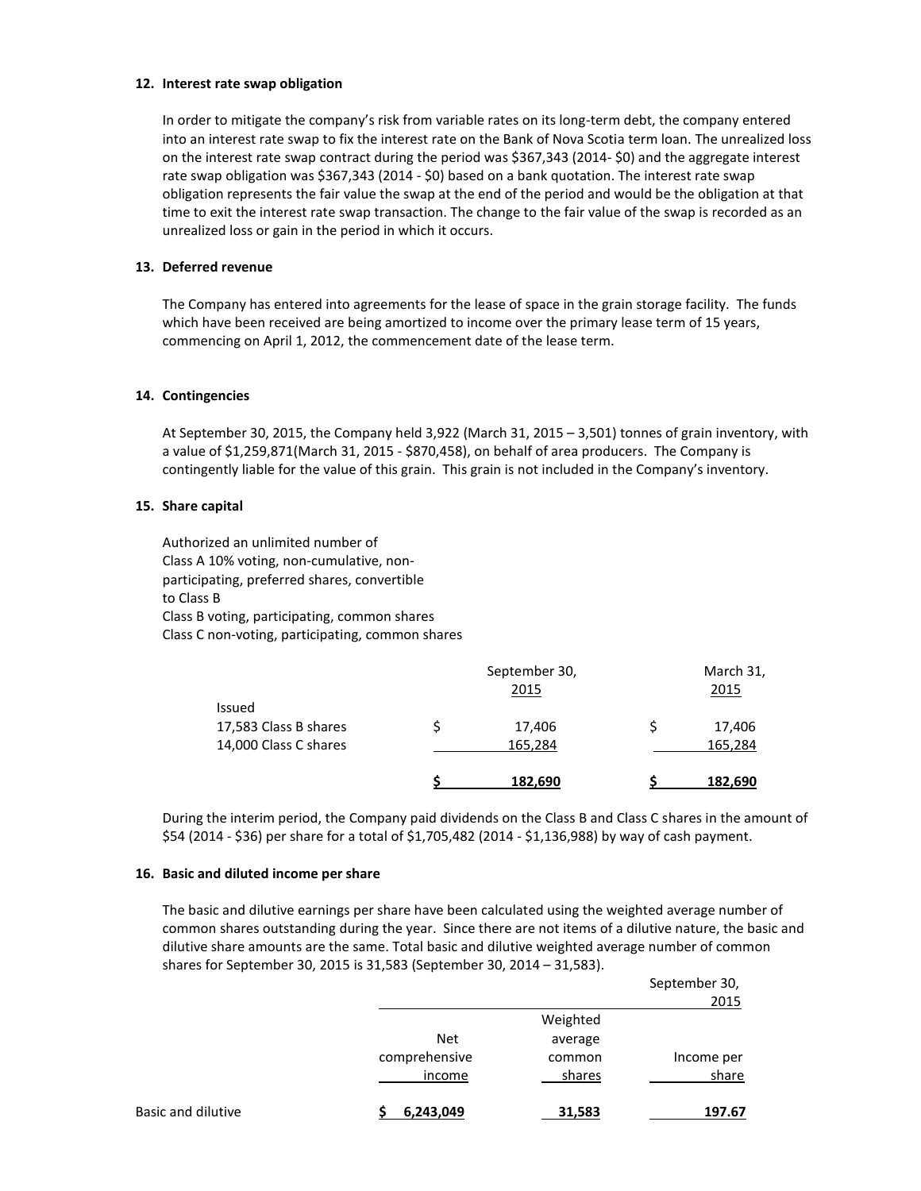### 12. Interest rate swap obligation

In order to mitigate the company's risk from variable rates on its long-term debt, the company entered into an interest rate swap to fix the interest rate on the Bank of Nova Scotia term loan. The unrealized loss on the interest rate swap contract during the period was $367,343 (2014- $0) and the aggregate interest rate swap obligation was $367,343 (2014 - $0) based on a bank quotation. The interest rate swap obligation represents the fair value the swap at the end of the period and would be the obligation at that time to exit the interest rate swap transaction. The change to the fair value of the swap is recorded as an unrealized loss or gain in the period in which it occurs.

### 13. Deferred revenue

The Company has entered into agreements for the lease of space in the grain storage facility. The funds which have been received are being amortized to income over the primary lease term of 15 years, commencing on April 1, 2012, the commencement date of the lease term.

### 14. Contingencies

At September 30, 2015, the Company held 3,922 (March 31, 2015 – 3,501) tonnes of grain inventory, with a value of $1,259,871(March 31, 2015 - $870,458), on behalf of area producers. The Company is contingently liable for the value of this grain. This grain is not included in the Company's inventory.

### 15. Share capital

Authorized an unlimited number of
Class A 10% voting, non-cumulative, non-participating, preferred shares, convertible to Class B
Class B voting, participating, common shares
Class C non-voting, participating, common shares

| | September 30, 2015 | March 31, 2015 |
|---|---|---|
| Issued | | |
| 17,583 Class B shares | $ 17,406 | $ 17,406 |
| 14,000 Class C shares | 165,284 | 165,284 |
| | **$ 182,690** | **$ 182,690** |

During the interim period, the Company paid dividends on the Class B and Class C shares in the amount of $54 (2014 - $36) per share for a total of $1,705,482 (2014 - $1,136,988) by way of cash payment.

### 16. Basic and diluted income per share

The basic and dilutive earnings per share have been calculated using the weighted average number of common shares outstanding during the year. Since there are not items of a dilutive nature, the basic and dilutive share amounts are the same. Total basic and dilutive weighted average number of common shares for September 30, 2015 is 31,583 (September 30, 2014 – 31,583).

| | September 30, 2015 | | |
|---|---|---|---|
| | Net comprehensive income | Weighted average common shares | Income per share |
| Basic and dilutive | **$ 6,243,049** | **31,583** | **197.67** |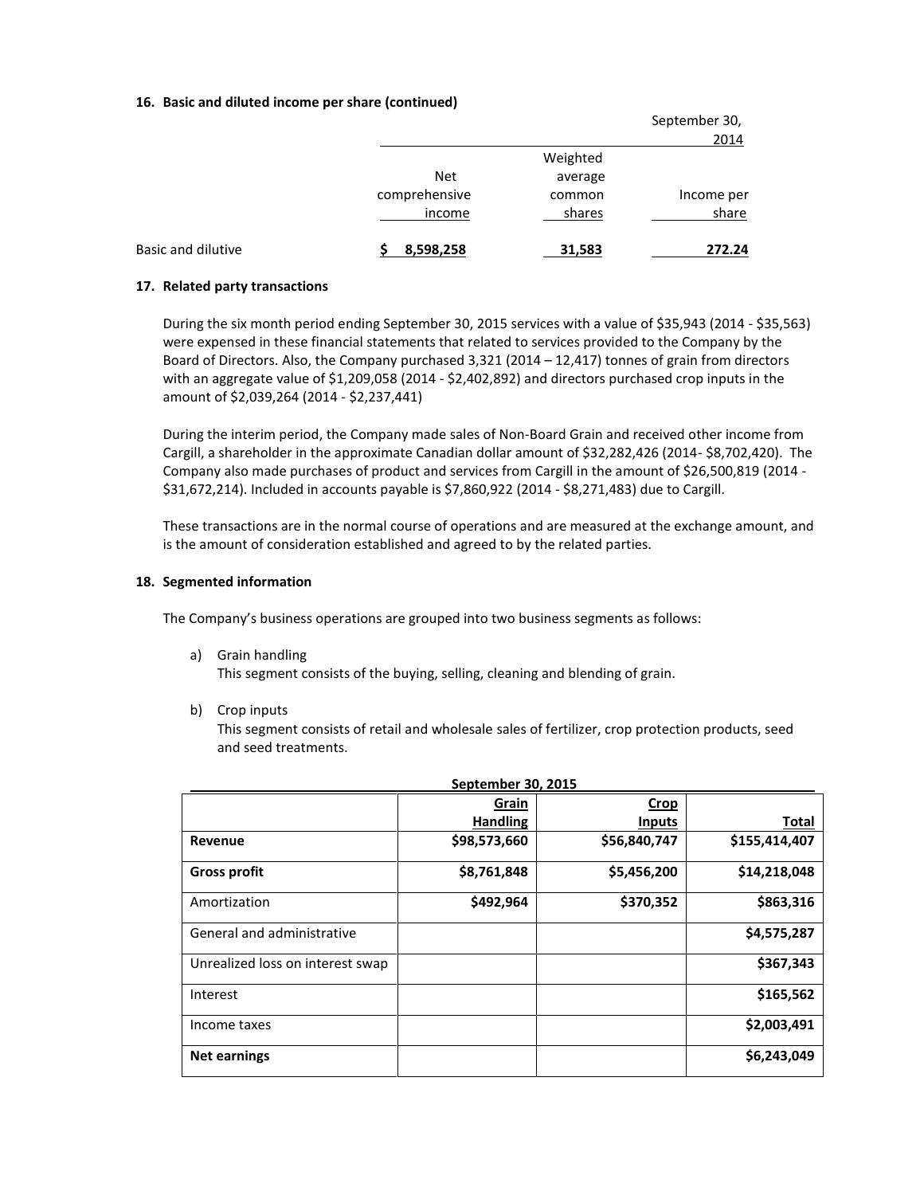### 16. Basic and diluted income per share (continued)

| | Net comprehensive income | Weighted average common shares | Income per share |
|---|---|---|---|
| | | | September 30, 2014 |
| Basic and dilutive | $ 8,598,258 | 31,583 | 272.24 |

### 17. Related party transactions

During the six month period ending September 30, 2015 services with a value of $35,943 (2014 - $35,563) were expensed in these financial statements that related to services provided to the Company by the Board of Directors. Also, the Company purchased 3,321 (2014 – 12,417) tonnes of grain from directors with an aggregate value of $1,209,058 (2014 - $2,402,892) and directors purchased crop inputs in the amount of $2,039,264 (2014 - $2,237,441)

During the interim period, the Company made sales of Non-Board Grain and received other income from Cargill, a shareholder in the approximate Canadian dollar amount of $32,282,426 (2014- $8,702,420). The Company also made purchases of product and services from Cargill in the amount of $26,500,819 (2014 - $31,672,214). Included in accounts payable is $7,860,922 (2014 - $8,271,483) due to Cargill.

These transactions are in the normal course of operations and are measured at the exchange amount, and is the amount of consideration established and agreed to by the related parties.

### 18. Segmented information

The Company's business operations are grouped into two business segments as follows:

a) Grain handling
   This segment consists of the buying, selling, cleaning and blending of grain.

b) Crop inputs
   This segment consists of retail and wholesale sales of fertilizer, crop protection products, seed and seed treatments.

| September 30, 2015 | Grain Handling | Crop Inputs | Total |
|---|---|---|---|
| **Revenue** | $98,573,660 | $56,840,747 | $155,414,407 |
| **Gross profit** | $8,761,848 | $5,456,200 | $14,218,048 |
| Amortization | $492,964 | $370,352 | $863,316 |
| General and administrative | | | $4,575,287 |
| Unrealized loss on interest swap | | | $367,343 |
| Interest | | | $165,562 |
| Income taxes | | | $2,003,491 |
| **Net earnings** | | | $6,243,049 |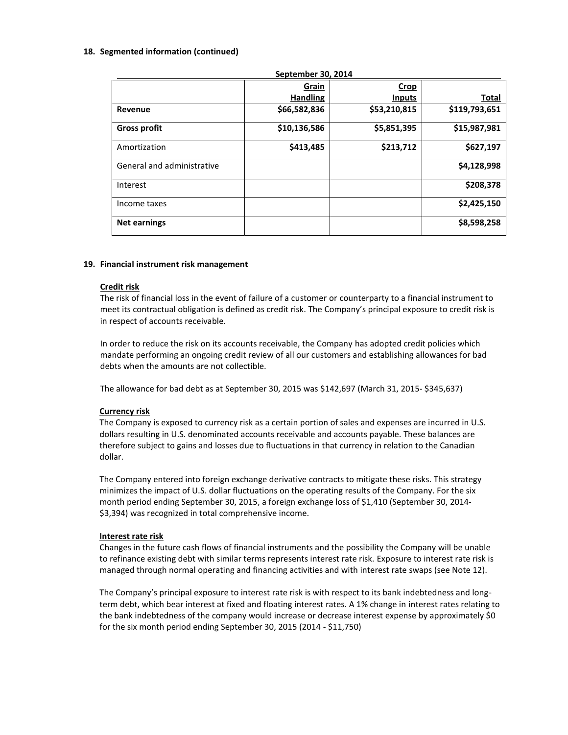## 18. Segmented information (continued)

| September 30, 2014 | | | |
|---|---|---|---|
| | Grain Handling | Crop Inputs | Total |
| **Revenue** | **$66,582,836** | **$53,210,815** | **$119,793,651** |
| **Gross profit** | **$10,136,586** | **$5,851,395** | **$15,987,981** |
| Amortization | **$413,485** | **$213,712** | **$627,197** |
| General and administrative | | | **$4,128,998** |
| Interest | | | **$208,378** |
| Income taxes | | | **$2,425,150** |
| **Net earnings** | | | **$8,598,258** |

## 19. Financial instrument risk management

**Credit risk**

The risk of financial loss in the event of failure of a customer or counterparty to a financial instrument to meet its contractual obligation is defined as credit risk. The Company's principal exposure to credit risk is in respect of accounts receivable.

In order to reduce the risk on its accounts receivable, the Company has adopted credit policies which mandate performing an ongoing credit review of all our customers and establishing allowances for bad debts when the amounts are not collectible.

The allowance for bad debt as at September 30, 2015 was $142,697 (March 31, 2015- $345,637)

**Currency risk**

The Company is exposed to currency risk as a certain portion of sales and expenses are incurred in U.S. dollars resulting in U.S. denominated accounts receivable and accounts payable. These balances are therefore subject to gains and losses due to fluctuations in that currency in relation to the Canadian dollar.

The Company entered into foreign exchange derivative contracts to mitigate these risks. This strategy minimizes the impact of U.S. dollar fluctuations on the operating results of the Company. For the six month period ending September 30, 2015, a foreign exchange loss of $1,410 (September 30, 2014- $3,394) was recognized in total comprehensive income.

**Interest rate risk**

Changes in the future cash flows of financial instruments and the possibility the Company will be unable to refinance existing debt with similar terms represents interest rate risk. Exposure to interest rate risk is managed through normal operating and financing activities and with interest rate swaps (see Note 12).

The Company's principal exposure to interest rate risk is with respect to its bank indebtedness and long-term debt, which bear interest at fixed and floating interest rates. A 1% change in interest rates relating to the bank indebtedness of the company would increase or decrease interest expense by approximately $0 for the six month period ending September 30, 2015 (2014 - $11,750)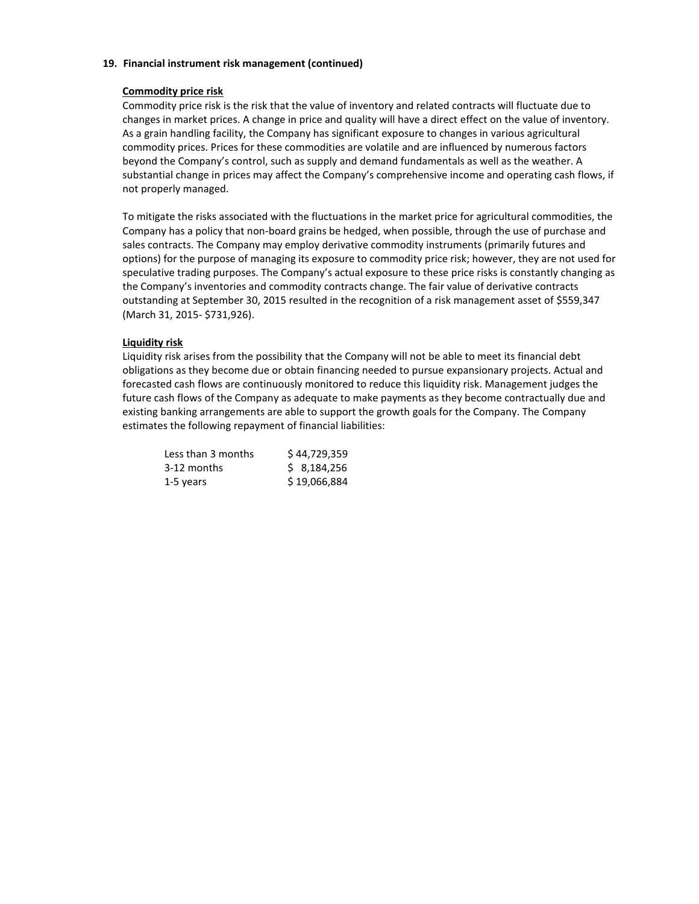## 19. Financial instrument risk management (continued)

**Commodity price risk**

Commodity price risk is the risk that the value of inventory and related contracts will fluctuate due to changes in market prices. A change in price and quality will have a direct effect on the value of inventory. As a grain handling facility, the Company has significant exposure to changes in various agricultural commodity prices. Prices for these commodities are volatile and are influenced by numerous factors beyond the Company's control, such as supply and demand fundamentals as well as the weather. A substantial change in prices may affect the Company's comprehensive income and operating cash flows, if not properly managed.

To mitigate the risks associated with the fluctuations in the market price for agricultural commodities, the Company has a policy that non-board grains be hedged, when possible, through the use of purchase and sales contracts. The Company may employ derivative commodity instruments (primarily futures and options) for the purpose of managing its exposure to commodity price risk; however, they are not used for speculative trading purposes. The Company's actual exposure to these price risks is constantly changing as the Company's inventories and commodity contracts change. The fair value of derivative contracts outstanding at September 30, 2015 resulted in the recognition of a risk management asset of $559,347 (March 31, 2015- $731,926).

**Liquidity risk**

Liquidity risk arises from the possibility that the Company will not be able to meet its financial debt obligations as they become due or obtain financing needed to pursue expansionary projects. Actual and forecasted cash flows are continuously monitored to reduce this liquidity risk. Management judges the future cash flows of the Company as adequate to make payments as they become contractually due and existing banking arrangements are able to support the growth goals for the Company. The Company estimates the following repayment of financial liabilities:

| | |
|---|---|
| Less than 3 months | $ 44,729,359 |
| 3-12 months | $ 8,184,256 |
| 1-5 years | $ 19,066,884 |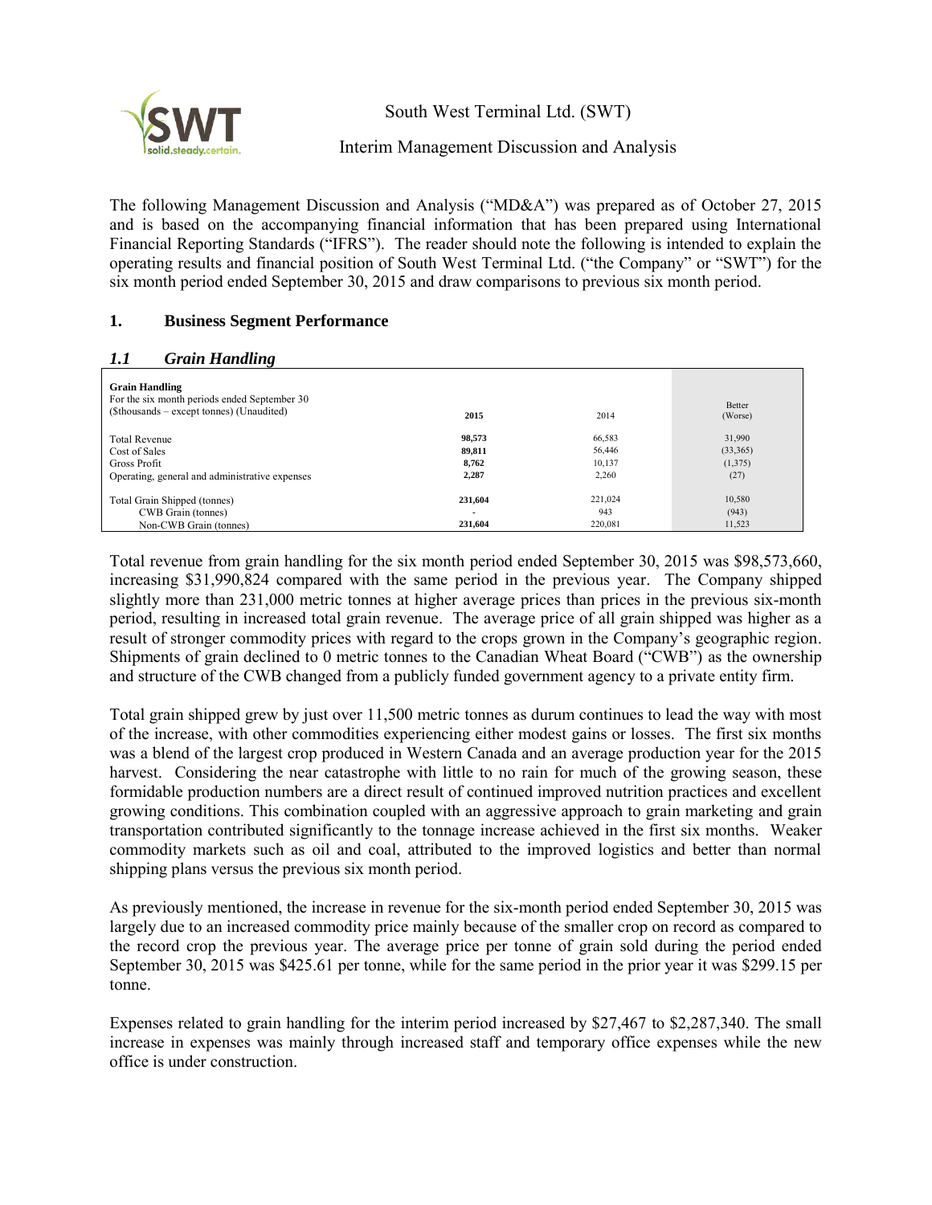South West Terminal Ltd. (SWT)

Interim Management Discussion and Analysis

The following Management Discussion and Analysis ("MD&A") was prepared as of October 27, 2015 and is based on the accompanying financial information that has been prepared using International Financial Reporting Standards ("IFRS"). The reader should note the following is intended to explain the operating results and financial position of South West Terminal Ltd. ("the Company" or "SWT") for the six month period ended September 30, 2015 and draw comparisons to previous six month period.

## 1. Business Segment Performance

### *1.1 Grain Handling*

| **Grain Handling**<br>For the six month periods ended September 30<br>($thousands – except tonnes) (Unaudited) | **2015** | 2014 | Better (Worse) |
|---|---|---|---|
| Total Revenue | **98,573** | 66,583 | 31,990 |
| Cost of Sales | **89,811** | 56,446 | (33,365) |
| Gross Profit | **8,762** | 10,137 | (1,375) |
| Operating, general and administrative expenses | **2,287** | 2,260 | (27) |
| Total Grain Shipped (tonnes) | **231,604** | 221,024 | 10,580 |
| CWB Grain (tonnes) | - | 943 | (943) |
| Non-CWB Grain (tonnes) | **231,604** | 220,081 | 11,523 |

Total revenue from grain handling for the six month period ended September 30, 2015 was $98,573,660, increasing $31,990,824 compared with the same period in the previous year. The Company shipped slightly more than 231,000 metric tonnes at higher average prices than prices in the previous six-month period, resulting in increased total grain revenue. The average price of all grain shipped was higher as a result of stronger commodity prices with regard to the crops grown in the Company's geographic region. Shipments of grain declined to 0 metric tonnes to the Canadian Wheat Board ("CWB") as the ownership and structure of the CWB changed from a publicly funded government agency to a private entity firm.

Total grain shipped grew by just over 11,500 metric tonnes as durum continues to lead the way with most of the increase, with other commodities experiencing either modest gains or losses. The first six months was a blend of the largest crop produced in Western Canada and an average production year for the 2015 harvest. Considering the near catastrophe with little to no rain for much of the growing season, these formidable production numbers are a direct result of continued improved nutrition practices and excellent growing conditions. This combination coupled with an aggressive approach to grain marketing and grain transportation contributed significantly to the tonnage increase achieved in the first six months. Weaker commodity markets such as oil and coal, attributed to the improved logistics and better than normal shipping plans versus the previous six month period.

As previously mentioned, the increase in revenue for the six-month period ended September 30, 2015 was largely due to an increased commodity price mainly because of the smaller crop on record as compared to the record crop the previous year. The average price per tonne of grain sold during the period ended September 30, 2015 was $425.61 per tonne, while for the same period in the prior year it was $299.15 per tonne.

Expenses related to grain handling for the interim period increased by $27,467 to $2,287,340. The small increase in expenses was mainly through increased staff and temporary office expenses while the new office is under construction.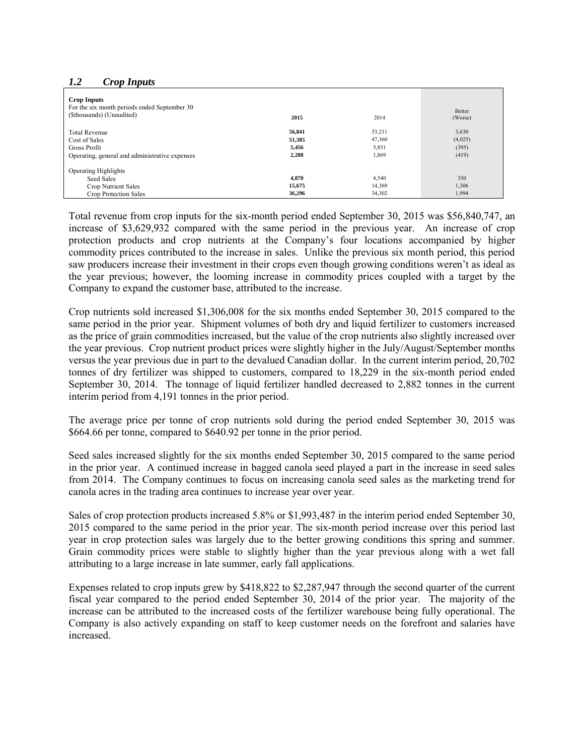### *1.2 Crop Inputs*

| **Crop Inputs**<br>For the six month periods ended September 30<br>($thousands) (Unaudited) | **2015** | 2014 | Better (Worse) |
|---|---|---|---|
| Total Revenue | **56,841** | 53,211 | 3,630 |
| Cost of Sales | **51,385** | 47,360 | (4,025) |
| Gross Profit | **5,456** | 5,851 | (395) |
| Operating, general and administrative expenses | **2,288** | 1,869 | (419) |
| Operating Highlights | | | |
| Seed Sales | **4,870** | 4,540 | 330 |
| Crop Nutrient Sales | **15,675** | 14,369 | 1,306 |
| Crop Protection Sales | **36,296** | 34,302 | 1,994 |

Total revenue from crop inputs for the six-month period ended September 30, 2015 was $56,840,747, an increase of $3,629,932 compared with the same period in the previous year. An increase of crop protection products and crop nutrients at the Company's four locations accompanied by higher commodity prices contributed to the increase in sales. Unlike the previous six month period, this period saw producers increase their investment in their crops even though growing conditions weren't as ideal as the year previous; however, the looming increase in commodity prices coupled with a target by the Company to expand the customer base, attributed to the increase.

Crop nutrients sold increased $1,306,008 for the six months ended September 30, 2015 compared to the same period in the prior year. Shipment volumes of both dry and liquid fertilizer to customers increased as the price of grain commodities increased, but the value of the crop nutrients also slightly increased over the year previous. Crop nutrient product prices were slightly higher in the July/August/September months versus the year previous due in part to the devalued Canadian dollar. In the current interim period, 20,702 tonnes of dry fertilizer was shipped to customers, compared to 18,229 in the six-month period ended September 30, 2014. The tonnage of liquid fertilizer handled decreased to 2,882 tonnes in the current interim period from 4,191 tonnes in the prior period.

The average price per tonne of crop nutrients sold during the period ended September 30, 2015 was $664.66 per tonne, compared to $640.92 per tonne in the prior period.

Seed sales increased slightly for the six months ended September 30, 2015 compared to the same period in the prior year. A continued increase in bagged canola seed played a part in the increase in seed sales from 2014. The Company continues to focus on increasing canola seed sales as the marketing trend for canola acres in the trading area continues to increase year over year.

Sales of crop protection products increased 5.8% or $1,993,487 in the interim period ended September 30, 2015 compared to the same period in the prior year. The six-month period increase over this period last year in crop protection sales was largely due to the better growing conditions this spring and summer. Grain commodity prices were stable to slightly higher than the year previous along with a wet fall attributing to a large increase in late summer, early fall applications.

Expenses related to crop inputs grew by $418,822 to $2,287,947 through the second quarter of the current fiscal year compared to the period ended September 30, 2014 of the prior year. The majority of the increase can be attributed to the increased costs of the fertilizer warehouse being fully operational. The Company is also actively expanding on staff to keep customer needs on the forefront and salaries have increased.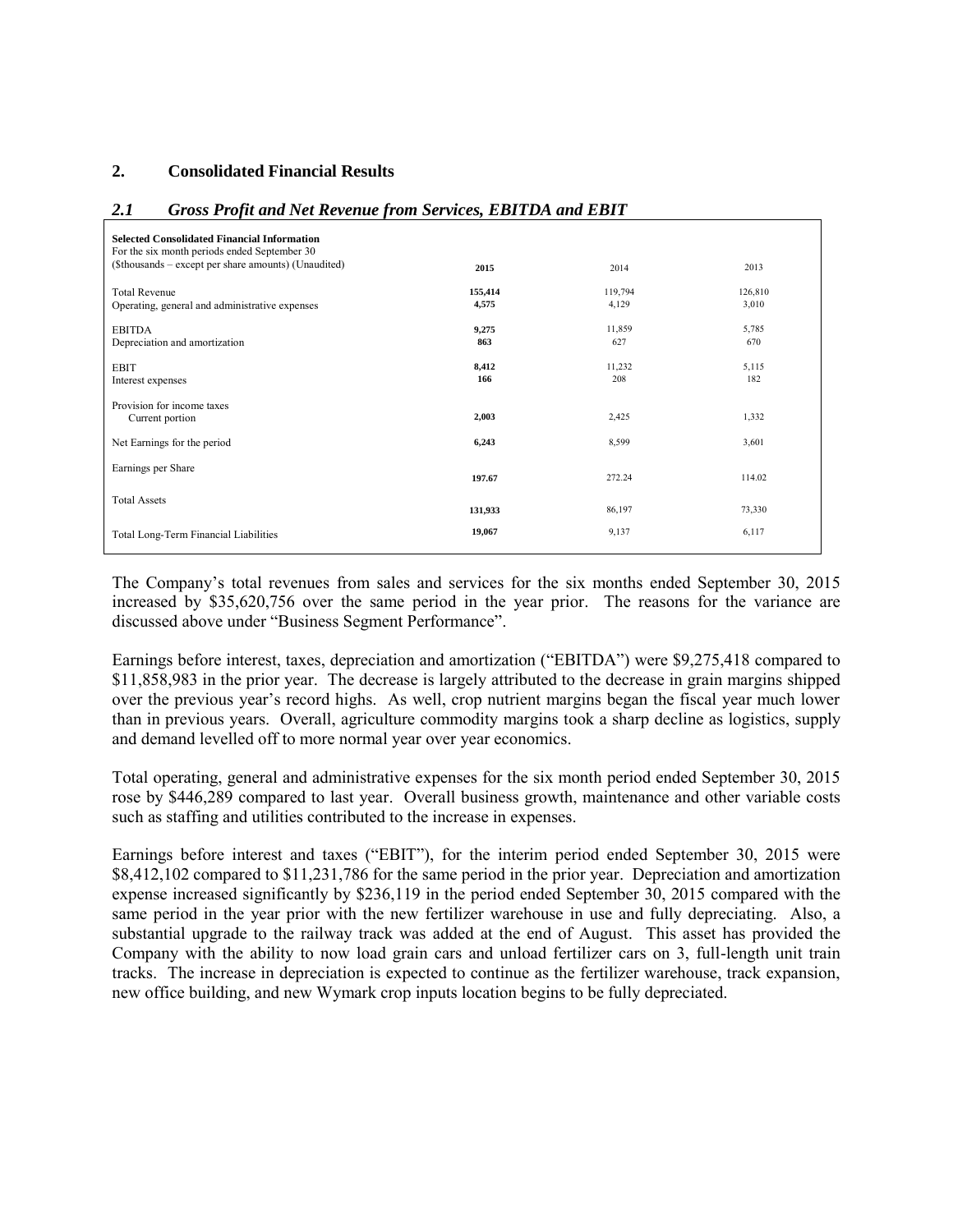## 2. Consolidated Financial Results

### *2.1 Gross Profit and Net Revenue from Services, EBITDA and EBIT*

| **Selected Consolidated Financial Information**<br>For the six month periods ended September 30<br>($thousands – except per share amounts) (Unaudited) | **2015** | 2014 | 2013 |
|---|---|---|---|
| Total Revenue | **155,414** | 119,794 | 126,810 |
| Operating, general and administrative expenses | **4,575** | 4,129 | 3,010 |
| EBITDA | **9,275** | 11,859 | 5,785 |
| Depreciation and amortization | **863** | 627 | 670 |
| EBIT | **8,412** | 11,232 | 5,115 |
| Interest expenses | **166** | 208 | 182 |
| Provision for income taxes<br>Current portion | **2,003** | 2,425 | 1,332 |
| Net Earnings for the period | **6,243** | 8,599 | 3,601 |
| Earnings per Share | **197.67** | 272.24 | 114.02 |
| Total Assets | **131,933** | 86,197 | 73,330 |
| Total Long-Term Financial Liabilities | **19,067** | 9,137 | 6,117 |

The Company's total revenues from sales and services for the six months ended September 30, 2015 increased by $35,620,756 over the same period in the year prior. The reasons for the variance are discussed above under "Business Segment Performance".

Earnings before interest, taxes, depreciation and amortization ("EBITDA") were $9,275,418 compared to $11,858,983 in the prior year. The decrease is largely attributed to the decrease in grain margins shipped over the previous year's record highs. As well, crop nutrient margins began the fiscal year much lower than in previous years. Overall, agriculture commodity margins took a sharp decline as logistics, supply and demand levelled off to more normal year over year economics.

Total operating, general and administrative expenses for the six month period ended September 30, 2015 rose by $446,289 compared to last year. Overall business growth, maintenance and other variable costs such as staffing and utilities contributed to the increase in expenses.

Earnings before interest and taxes ("EBIT"), for the interim period ended September 30, 2015 were $8,412,102 compared to $11,231,786 for the same period in the prior year. Depreciation and amortization expense increased significantly by $236,119 in the period ended September 30, 2015 compared with the same period in the year prior with the new fertilizer warehouse in use and fully depreciating. Also, a substantial upgrade to the railway track was added at the end of August. This asset has provided the Company with the ability to now load grain cars and unload fertilizer cars on 3, full-length unit train tracks. The increase in depreciation is expected to continue as the fertilizer warehouse, track expansion, new office building, and new Wymark crop inputs location begins to be fully depreciated.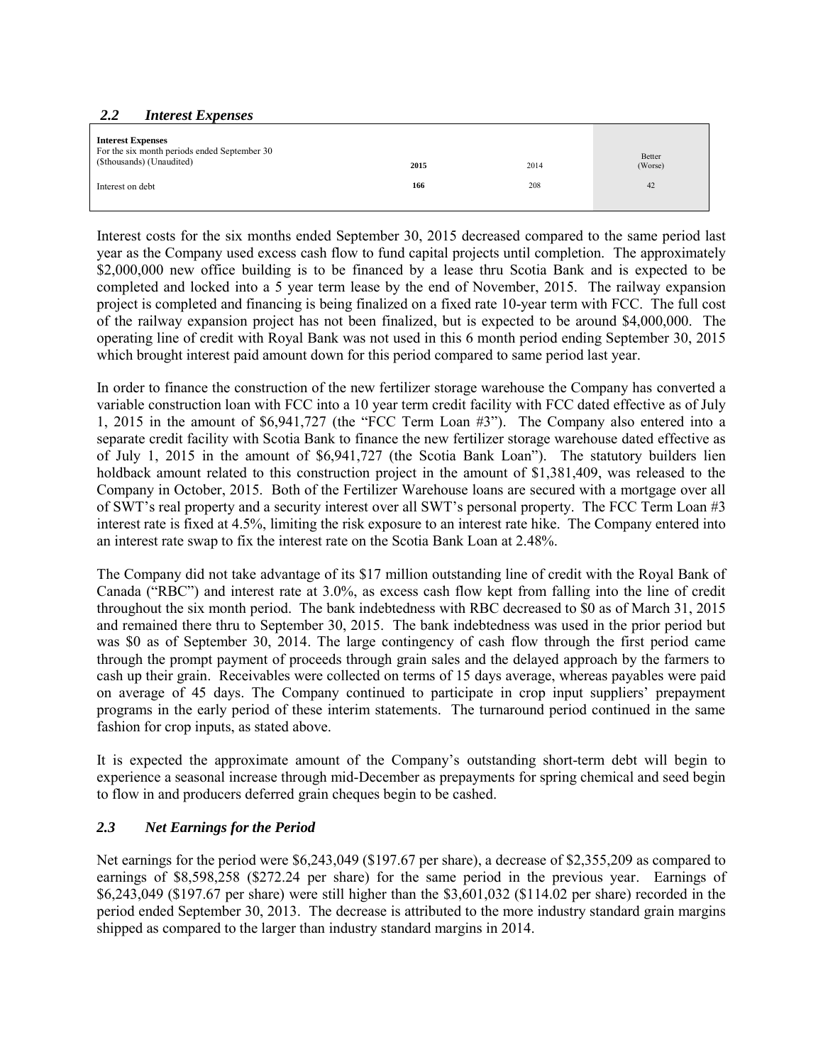### *2.2 Interest Expenses*

| **Interest Expenses**<br>For the six month periods ended September 30<br>($thousands) (Unaudited) | **2015** | 2014 | Better (Worse) |
|---|---|---|---|
| Interest on debt | **166** | 208 | 42 |

Interest costs for the six months ended September 30, 2015 decreased compared to the same period last year as the Company used excess cash flow to fund capital projects until completion. The approximately $2,000,000 new office building is to be financed by a lease thru Scotia Bank and is expected to be completed and locked into a 5 year term lease by the end of November, 2015. The railway expansion project is completed and financing is being finalized on a fixed rate 10-year term with FCC. The full cost of the railway expansion project has not been finalized, but is expected to be around $4,000,000. The operating line of credit with Royal Bank was not used in this 6 month period ending September 30, 2015 which brought interest paid amount down for this period compared to same period last year.

In order to finance the construction of the new fertilizer storage warehouse the Company has converted a variable construction loan with FCC into a 10 year term credit facility with FCC dated effective as of July 1, 2015 in the amount of $6,941,727 (the "FCC Term Loan #3"). The Company also entered into a separate credit facility with Scotia Bank to finance the new fertilizer storage warehouse dated effective as of July 1, 2015 in the amount of $6,941,727 (the Scotia Bank Loan"). The statutory builders lien holdback amount related to this construction project in the amount of $1,381,409, was released to the Company in October, 2015. Both of the Fertilizer Warehouse loans are secured with a mortgage over all of SWT's real property and a security interest over all SWT's personal property. The FCC Term Loan #3 interest rate is fixed at 4.5%, limiting the risk exposure to an interest rate hike. The Company entered into an interest rate swap to fix the interest rate on the Scotia Bank Loan at 2.48%.

The Company did not take advantage of its $17 million outstanding line of credit with the Royal Bank of Canada ("RBC") and interest rate at 3.0%, as excess cash flow kept from falling into the line of credit throughout the six month period. The bank indebtedness with RBC decreased to $0 as of March 31, 2015 and remained there thru to September 30, 2015. The bank indebtedness was used in the prior period but was $0 as of September 30, 2014. The large contingency of cash flow through the first period came through the prompt payment of proceeds through grain sales and the delayed approach by the farmers to cash up their grain. Receivables were collected on terms of 15 days average, whereas payables were paid on average of 45 days. The Company continued to participate in crop input suppliers' prepayment programs in the early period of these interim statements. The turnaround period continued in the same fashion for crop inputs, as stated above.

It is expected the approximate amount of the Company's outstanding short-term debt will begin to experience a seasonal increase through mid-December as prepayments for spring chemical and seed begin to flow in and producers deferred grain cheques begin to be cashed.

### *2.3 Net Earnings for the Period*

Net earnings for the period were $6,243,049 ($197.67 per share), a decrease of $2,355,209 as compared to earnings of $8,598,258 ($272.24 per share) for the same period in the previous year. Earnings of $6,243,049 ($197.67 per share) were still higher than the $3,601,032 ($114.02 per share) recorded in the period ended September 30, 2013. The decrease is attributed to the more industry standard grain margins shipped as compared to the larger than industry standard margins in 2014.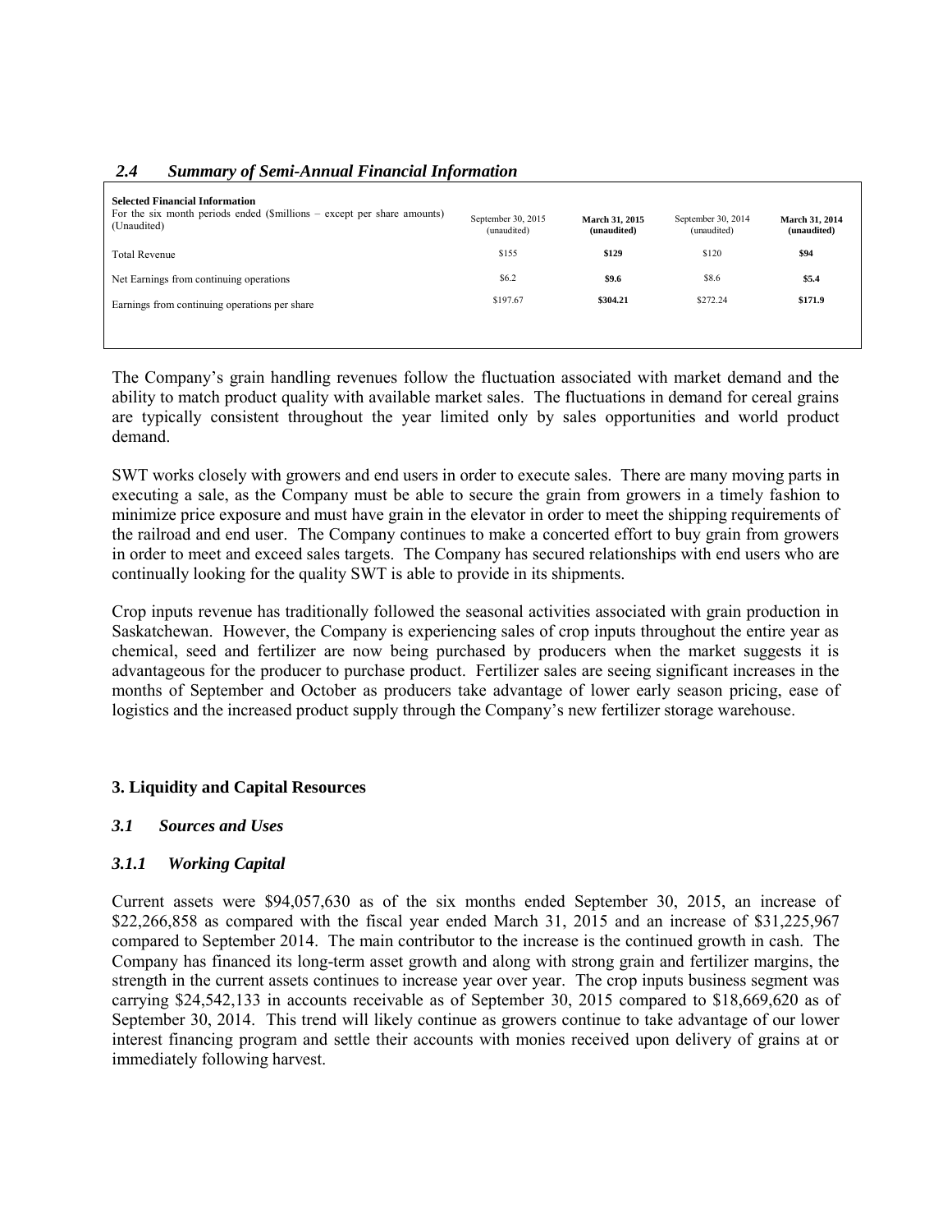### *2.4 Summary of Semi-Annual Financial Information*

| **Selected Financial Information**<br>For the six month periods ended ($millions – except per share amounts) (Unaudited) | September 30, 2015 (unaudited) | **March 31, 2015 (unaudited)** | September 30, 2014 (unaudited) | **March 31, 2014 (unaudited)** |
|---|---|---|---|---|
| Total Revenue | $155 | **$129** | $120 | **$94** |
| Net Earnings from continuing operations | $6.2 | **$9.6** | $8.6 | **$5.4** |
| Earnings from continuing operations per share | $197.67 | **$304.21** | $272.24 | **$171.9** |

The Company's grain handling revenues follow the fluctuation associated with market demand and the ability to match product quality with available market sales. The fluctuations in demand for cereal grains are typically consistent throughout the year limited only by sales opportunities and world product demand.

SWT works closely with growers and end users in order to execute sales. There are many moving parts in executing a sale, as the Company must be able to secure the grain from growers in a timely fashion to minimize price exposure and must have grain in the elevator in order to meet the shipping requirements of the railroad and end user. The Company continues to make a concerted effort to buy grain from growers in order to meet and exceed sales targets. The Company has secured relationships with end users who are continually looking for the quality SWT is able to provide in its shipments.

Crop inputs revenue has traditionally followed the seasonal activities associated with grain production in Saskatchewan. However, the Company is experiencing sales of crop inputs throughout the entire year as chemical, seed and fertilizer are now being purchased by producers when the market suggests it is advantageous for the producer to purchase product. Fertilizer sales are seeing significant increases in the months of September and October as producers take advantage of lower early season pricing, ease of logistics and the increased product supply through the Company's new fertilizer storage warehouse.

## 3. Liquidity and Capital Resources

### *3.1 Sources and Uses*

### *3.1.1 Working Capital*

Current assets were $94,057,630 as of the six months ended September 30, 2015, an increase of $22,266,858 as compared with the fiscal year ended March 31, 2015 and an increase of $31,225,967 compared to September 2014. The main contributor to the increase is the continued growth in cash. The Company has financed its long-term asset growth and along with strong grain and fertilizer margins, the strength in the current assets continues to increase year over year. The crop inputs business segment was carrying $24,542,133 in accounts receivable as of September 30, 2015 compared to $18,669,620 as of September 30, 2014. This trend will likely continue as growers continue to take advantage of our lower interest financing program and settle their accounts with monies received upon delivery of grains at or immediately following harvest.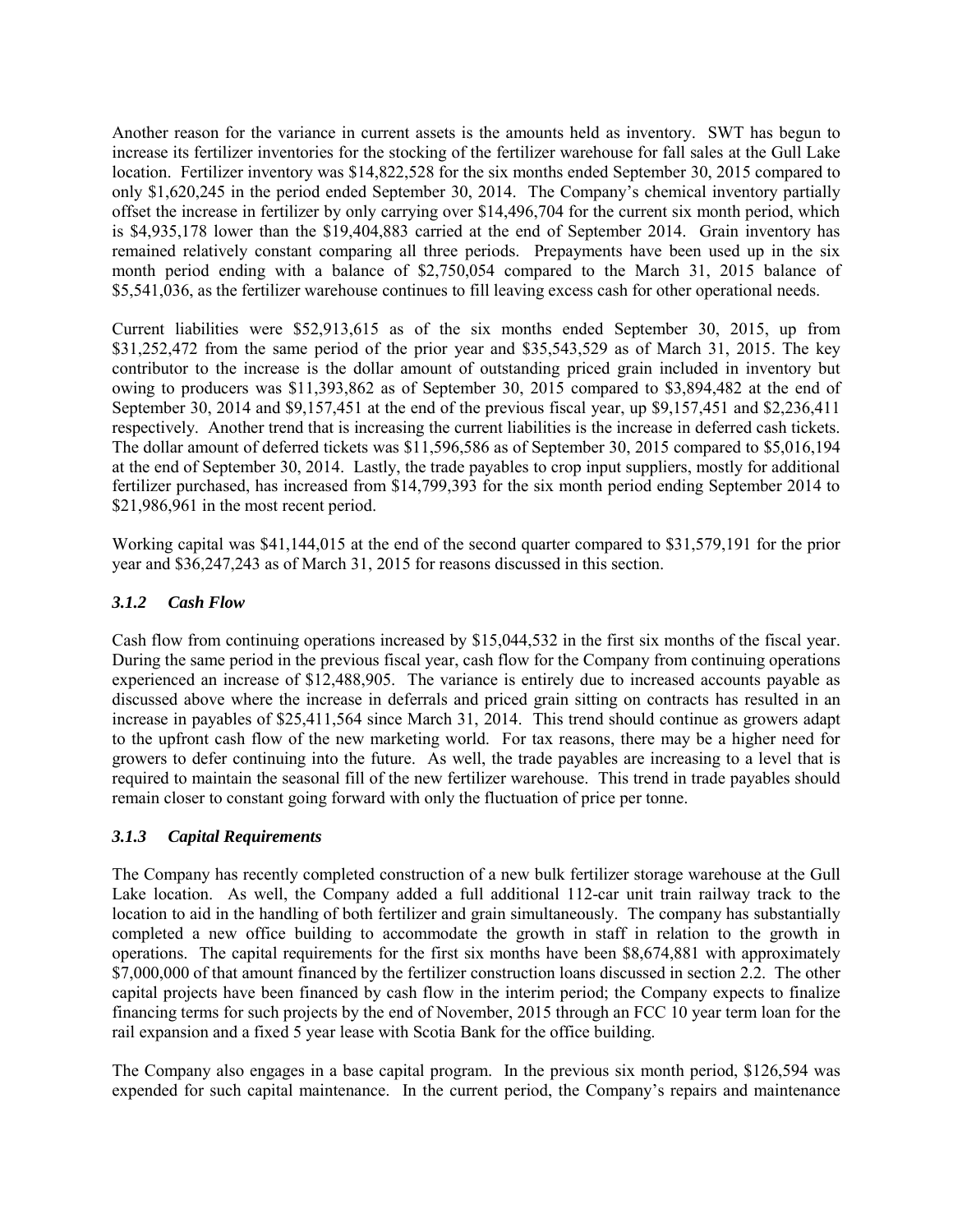Another reason for the variance in current assets is the amounts held as inventory. SWT has begun to increase its fertilizer inventories for the stocking of the fertilizer warehouse for fall sales at the Gull Lake location. Fertilizer inventory was $14,822,528 for the six months ended September 30, 2015 compared to only $1,620,245 in the period ended September 30, 2014. The Company's chemical inventory partially offset the increase in fertilizer by only carrying over $14,496,704 for the current six month period, which is $4,935,178 lower than the $19,404,883 carried at the end of September 2014. Grain inventory has remained relatively constant comparing all three periods. Prepayments have been used up in the six month period ending with a balance of $2,750,054 compared to the March 31, 2015 balance of $5,541,036, as the fertilizer warehouse continues to fill leaving excess cash for other operational needs.

Current liabilities were $52,913,615 as of the six months ended September 30, 2015, up from $31,252,472 from the same period of the prior year and $35,543,529 as of March 31, 2015. The key contributor to the increase is the dollar amount of outstanding priced grain included in inventory but owing to producers was $11,393,862 as of September 30, 2015 compared to $3,894,482 at the end of September 30, 2014 and $9,157,451 at the end of the previous fiscal year, up $9,157,451 and $2,236,411 respectively. Another trend that is increasing the current liabilities is the increase in deferred cash tickets. The dollar amount of deferred tickets was $11,596,586 as of September 30, 2015 compared to $5,016,194 at the end of September 30, 2014. Lastly, the trade payables to crop input suppliers, mostly for additional fertilizer purchased, has increased from $14,799,393 for the six month period ending September 2014 to $21,986,961 in the most recent period.

Working capital was $41,144,015 at the end of the second quarter compared to $31,579,191 for the prior year and $36,247,243 as of March 31, 2015 for reasons discussed in this section.

### *3.1.2 Cash Flow*

Cash flow from continuing operations increased by $15,044,532 in the first six months of the fiscal year. During the same period in the previous fiscal year, cash flow for the Company from continuing operations experienced an increase of $12,488,905. The variance is entirely due to increased accounts payable as discussed above where the increase in deferrals and priced grain sitting on contracts has resulted in an increase in payables of $25,411,564 since March 31, 2014. This trend should continue as growers adapt to the upfront cash flow of the new marketing world. For tax reasons, there may be a higher need for growers to defer continuing into the future. As well, the trade payables are increasing to a level that is required to maintain the seasonal fill of the new fertilizer warehouse. This trend in trade payables should remain closer to constant going forward with only the fluctuation of price per tonne.

### *3.1.3 Capital Requirements*

The Company has recently completed construction of a new bulk fertilizer storage warehouse at the Gull Lake location. As well, the Company added a full additional 112-car unit train railway track to the location to aid in the handling of both fertilizer and grain simultaneously. The company has substantially completed a new office building to accommodate the growth in staff in relation to the growth in operations. The capital requirements for the first six months have been $8,674,881 with approximately $7,000,000 of that amount financed by the fertilizer construction loans discussed in section 2.2. The other capital projects have been financed by cash flow in the interim period; the Company expects to finalize financing terms for such projects by the end of November, 2015 through an FCC 10 year term loan for the rail expansion and a fixed 5 year lease with Scotia Bank for the office building.

The Company also engages in a base capital program. In the previous six month period, $126,594 was expended for such capital maintenance. In the current period, the Company's repairs and maintenance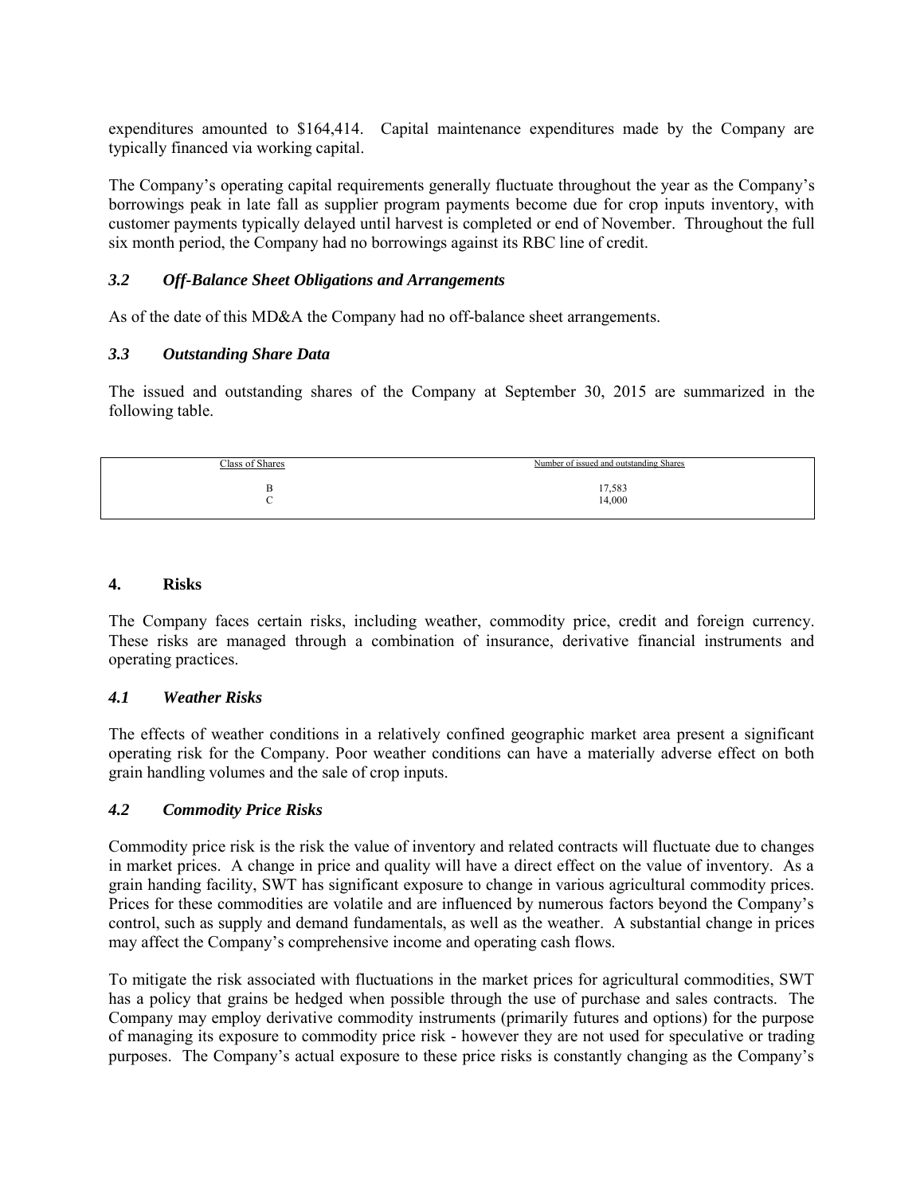expenditures amounted to $164,414. Capital maintenance expenditures made by the Company are typically financed via working capital.

The Company's operating capital requirements generally fluctuate throughout the year as the Company's borrowings peak in late fall as supplier program payments become due for crop inputs inventory, with customer payments typically delayed until harvest is completed or end of November. Throughout the full six month period, the Company had no borrowings against its RBC line of credit.

### *3.2 Off-Balance Sheet Obligations and Arrangements*

As of the date of this MD&A the Company had no off-balance sheet arrangements.

### *3.3 Outstanding Share Data*

The issued and outstanding shares of the Company at September 30, 2015 are summarized in the following table.

| Class of Shares | Number of issued and outstanding Shares |
|---|---|
| B | 17,583 |
| C | 14,000 |

## 4. Risks

The Company faces certain risks, including weather, commodity price, credit and foreign currency. These risks are managed through a combination of insurance, derivative financial instruments and operating practices.

### *4.1 Weather Risks*

The effects of weather conditions in a relatively confined geographic market area present a significant operating risk for the Company. Poor weather conditions can have a materially adverse effect on both grain handling volumes and the sale of crop inputs.

### *4.2 Commodity Price Risks*

Commodity price risk is the risk the value of inventory and related contracts will fluctuate due to changes in market prices. A change in price and quality will have a direct effect on the value of inventory. As a grain handing facility, SWT has significant exposure to change in various agricultural commodity prices. Prices for these commodities are volatile and are influenced by numerous factors beyond the Company's control, such as supply and demand fundamentals, as well as the weather. A substantial change in prices may affect the Company's comprehensive income and operating cash flows.

To mitigate the risk associated with fluctuations in the market prices for agricultural commodities, SWT has a policy that grains be hedged when possible through the use of purchase and sales contracts. The Company may employ derivative commodity instruments (primarily futures and options) for the purpose of managing its exposure to commodity price risk - however they are not used for speculative or trading purposes. The Company's actual exposure to these price risks is constantly changing as the Company's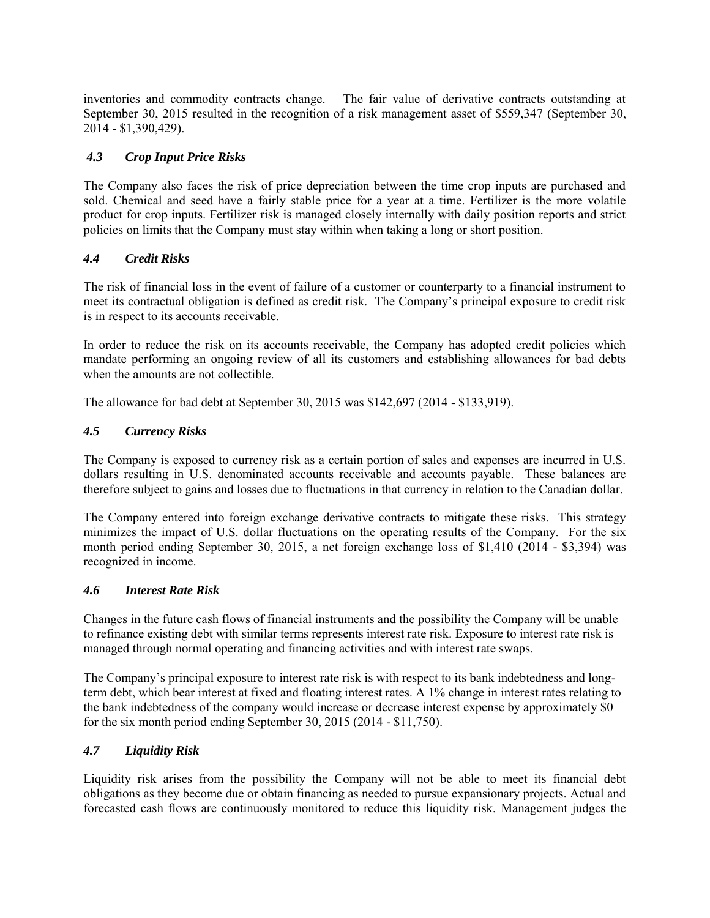inventories and commodity contracts change. The fair value of derivative contracts outstanding at September 30, 2015 resulted in the recognition of a risk management asset of $559,347 (September 30, 2014 - $1,390,429).

### *4.3 Crop Input Price Risks*

The Company also faces the risk of price depreciation between the time crop inputs are purchased and sold. Chemical and seed have a fairly stable price for a year at a time. Fertilizer is the more volatile product for crop inputs. Fertilizer risk is managed closely internally with daily position reports and strict policies on limits that the Company must stay within when taking a long or short position.

### *4.4 Credit Risks*

The risk of financial loss in the event of failure of a customer or counterparty to a financial instrument to meet its contractual obligation is defined as credit risk. The Company's principal exposure to credit risk is in respect to its accounts receivable.

In order to reduce the risk on its accounts receivable, the Company has adopted credit policies which mandate performing an ongoing review of all its customers and establishing allowances for bad debts when the amounts are not collectible.

The allowance for bad debt at September 30, 2015 was $142,697 (2014 - $133,919).

### *4.5 Currency Risks*

The Company is exposed to currency risk as a certain portion of sales and expenses are incurred in U.S. dollars resulting in U.S. denominated accounts receivable and accounts payable. These balances are therefore subject to gains and losses due to fluctuations in that currency in relation to the Canadian dollar.

The Company entered into foreign exchange derivative contracts to mitigate these risks. This strategy minimizes the impact of U.S. dollar fluctuations on the operating results of the Company. For the six month period ending September 30, 2015, a net foreign exchange loss of $1,410 (2014 - $3,394) was recognized in income.

### *4.6 Interest Rate Risk*

Changes in the future cash flows of financial instruments and the possibility the Company will be unable to refinance existing debt with similar terms represents interest rate risk. Exposure to interest rate risk is managed through normal operating and financing activities and with interest rate swaps.

The Company's principal exposure to interest rate risk is with respect to its bank indebtedness and long-term debt, which bear interest at fixed and floating interest rates. A 1% change in interest rates relating to the bank indebtedness of the company would increase or decrease interest expense by approximately $0 for the six month period ending September 30, 2015 (2014 - $11,750).

### *4.7 Liquidity Risk*

Liquidity risk arises from the possibility the Company will not be able to meet its financial debt obligations as they become due or obtain financing as needed to pursue expansionary projects. Actual and forecasted cash flows are continuously monitored to reduce this liquidity risk. Management judges the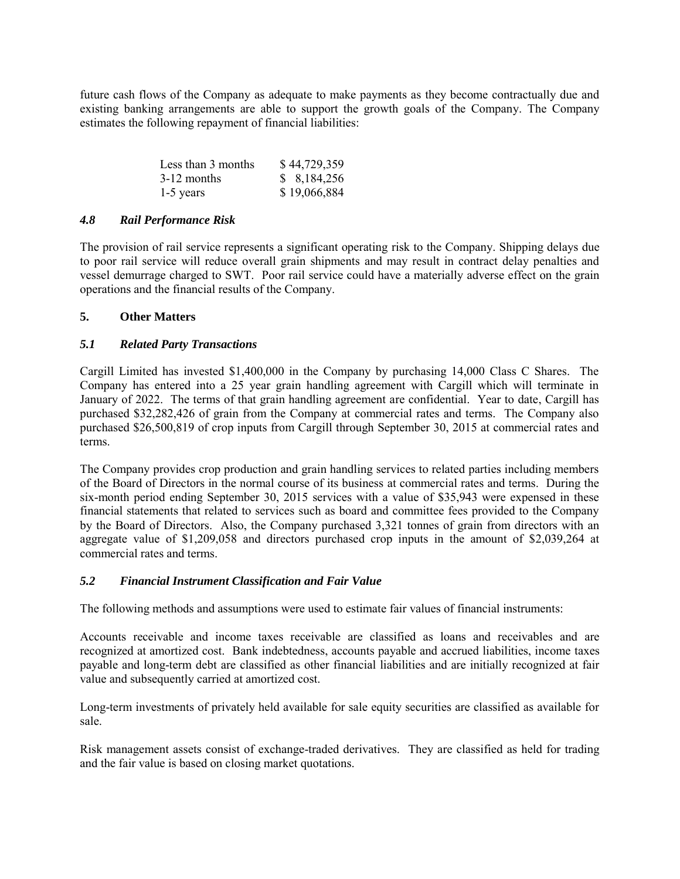future cash flows of the Company as adequate to make payments as they become contractually due and existing banking arrangements are able to support the growth goals of the Company. The Company estimates the following repayment of financial liabilities:

| | |
|---|---|
| Less than 3 months | $ 44,729,359 |
| 3-12 months | $ 8,184,256 |
| 1-5 years | $ 19,066,884 |

### *4.8 Rail Performance Risk*

The provision of rail service represents a significant operating risk to the Company. Shipping delays due to poor rail service will reduce overall grain shipments and may result in contract delay penalties and vessel demurrage charged to SWT. Poor rail service could have a materially adverse effect on the grain operations and the financial results of the Company.

## 5. Other Matters

### *5.1 Related Party Transactions*

Cargill Limited has invested $1,400,000 in the Company by purchasing 14,000 Class C Shares. The Company has entered into a 25 year grain handling agreement with Cargill which will terminate in January of 2022. The terms of that grain handling agreement are confidential. Year to date, Cargill has purchased $32,282,426 of grain from the Company at commercial rates and terms. The Company also purchased $26,500,819 of crop inputs from Cargill through September 30, 2015 at commercial rates and terms.

The Company provides crop production and grain handling services to related parties including members of the Board of Directors in the normal course of its business at commercial rates and terms. During the six-month period ending September 30, 2015 services with a value of $35,943 were expensed in these financial statements that related to services such as board and committee fees provided to the Company by the Board of Directors. Also, the Company purchased 3,321 tonnes of grain from directors with an aggregate value of $1,209,058 and directors purchased crop inputs in the amount of $2,039,264 at commercial rates and terms.

### *5.2 Financial Instrument Classification and Fair Value*

The following methods and assumptions were used to estimate fair values of financial instruments:

Accounts receivable and income taxes receivable are classified as loans and receivables and are recognized at amortized cost. Bank indebtedness, accounts payable and accrued liabilities, income taxes payable and long-term debt are classified as other financial liabilities and are initially recognized at fair value and subsequently carried at amortized cost.

Long-term investments of privately held available for sale equity securities are classified as available for sale.

Risk management assets consist of exchange-traded derivatives. They are classified as held for trading and the fair value is based on closing market quotations.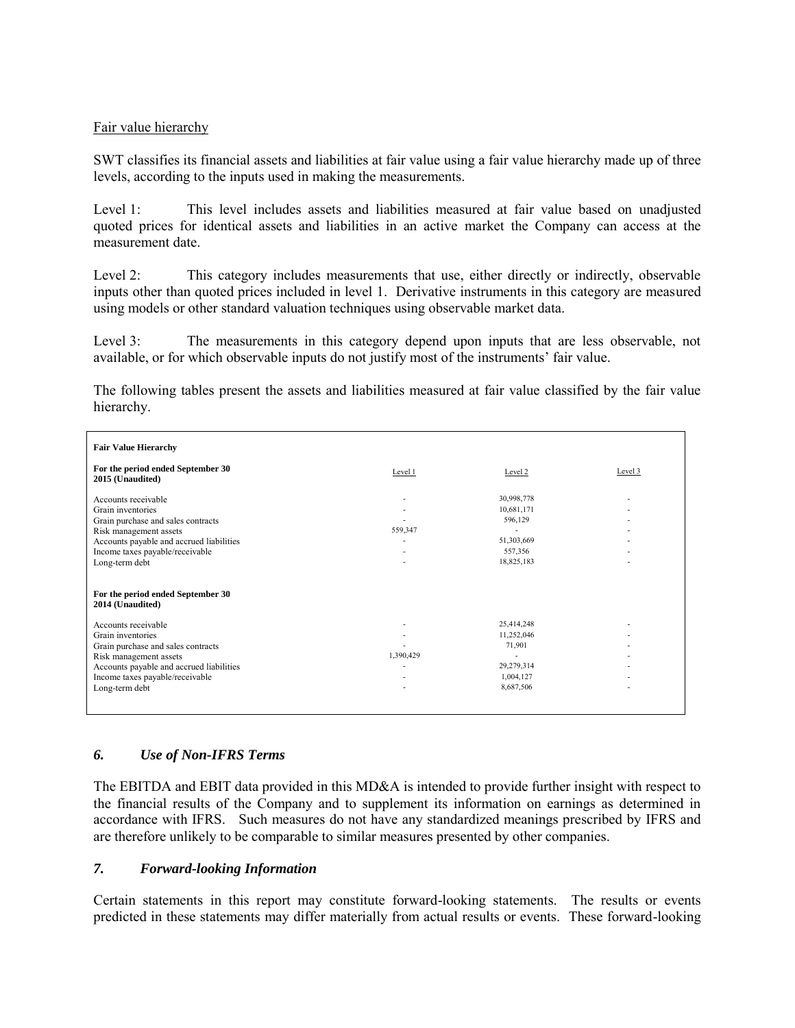Fair value hierarchy

SWT classifies its financial assets and liabilities at fair value using a fair value hierarchy made up of three levels, according to the inputs used in making the measurements.

Level 1: This level includes assets and liabilities measured at fair value based on unadjusted quoted prices for identical assets and liabilities in an active market the Company can access at the measurement date.

Level 2: This category includes measurements that use, either directly or indirectly, observable inputs other than quoted prices included in level 1. Derivative instruments in this category are measured using models or other standard valuation techniques using observable market data.

Level 3: The measurements in this category depend upon inputs that are less observable, not available, or for which observable inputs do not justify most of the instruments' fair value.

The following tables present the assets and liabilities measured at fair value classified by the fair value hierarchy.

| **Fair Value Hierarchy** | | | |
|---|---|---|---|
| **For the period ended September 30 2015 (Unaudited)** | Level 1 | Level 2 | Level 3 |
| Accounts receivable | - | 30,998,778 | - |
| Grain inventories | - | 10,681,171 | - |
| Grain purchase and sales contracts | - | 596,129 | - |
| Risk management assets | 559,347 | - | - |
| Accounts payable and accrued liabilities | - | 51,303,669 | - |
| Income taxes payable/receivable | - | 557,356 | - |
| Long-term debt | - | 18,825,183 | - |
| **For the period ended September 30 2014 (Unaudited)** | | | |
| Accounts receivable | - | 25,414,248 | - |
| Grain inventories | - | 11,252,046 | - |
| Grain purchase and sales contracts | - | 71,901 | - |
| Risk management assets | 1,390,429 | - | - |
| Accounts payable and accrued liabilities | - | 29,279,314 | - |
| Income taxes payable/receivable | - | 1,004,127 | - |
| Long-term debt | - | 8,687,506 | - |

## *6. Use of Non-IFRS Terms*

The EBITDA and EBIT data provided in this MD&A is intended to provide further insight with respect to the financial results of the Company and to supplement its information on earnings as determined in accordance with IFRS. Such measures do not have any standardized meanings prescribed by IFRS and are therefore unlikely to be comparable to similar measures presented by other companies.

## *7. Forward-looking Information*

Certain statements in this report may constitute forward-looking statements. The results or events predicted in these statements may differ materially from actual results or events. These forward-looking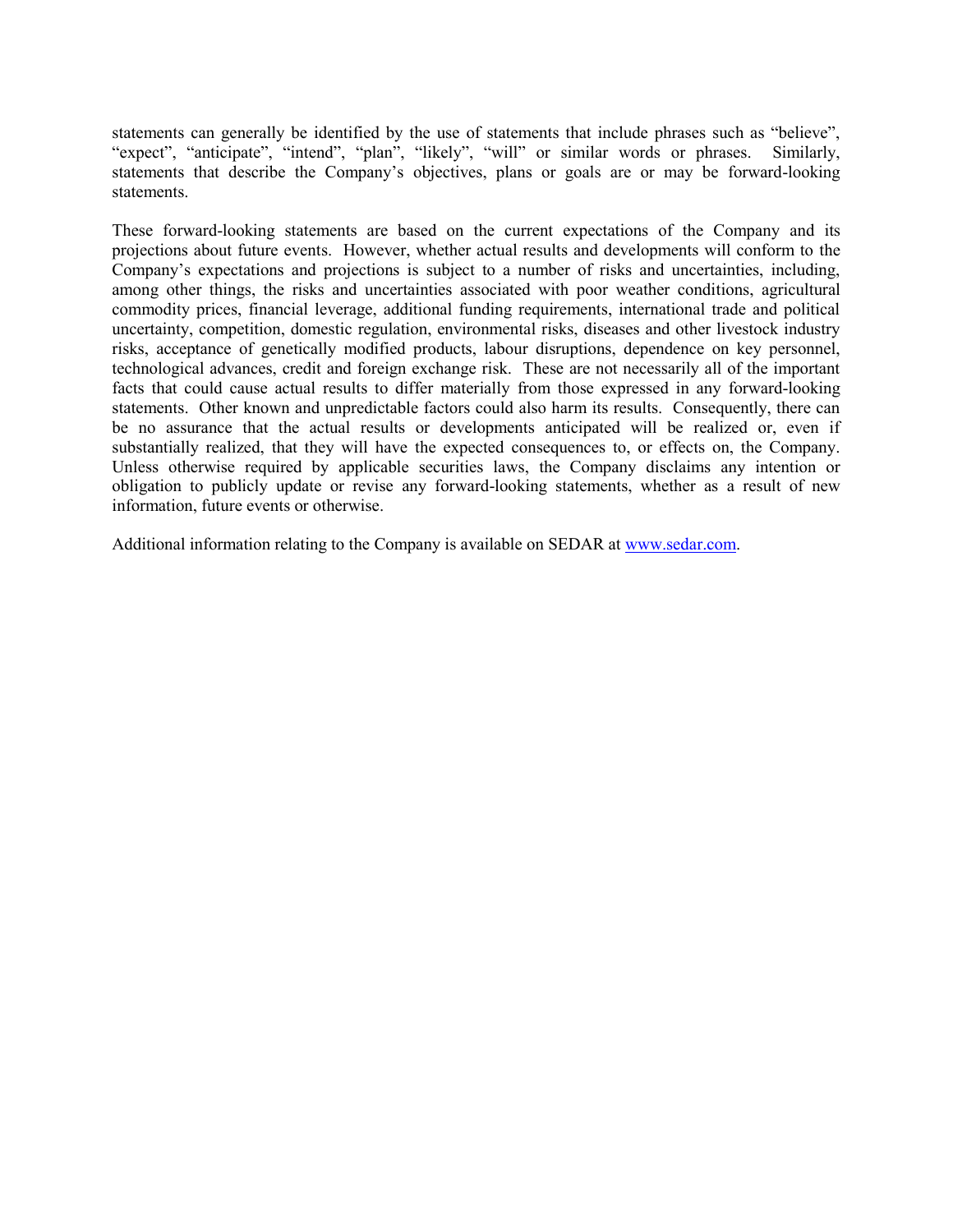statements can generally be identified by the use of statements that include phrases such as "believe", "expect", "anticipate", "intend", "plan", "likely", "will" or similar words or phrases. Similarly, statements that describe the Company's objectives, plans or goals are or may be forward-looking statements.

These forward-looking statements are based on the current expectations of the Company and its projections about future events. However, whether actual results and developments will conform to the Company's expectations and projections is subject to a number of risks and uncertainties, including, among other things, the risks and uncertainties associated with poor weather conditions, agricultural commodity prices, financial leverage, additional funding requirements, international trade and political uncertainty, competition, domestic regulation, environmental risks, diseases and other livestock industry risks, acceptance of genetically modified products, labour disruptions, dependence on key personnel, technological advances, credit and foreign exchange risk. These are not necessarily all of the important facts that could cause actual results to differ materially from those expressed in any forward-looking statements. Other known and unpredictable factors could also harm its results. Consequently, there can be no assurance that the actual results or developments anticipated will be realized or, even if substantially realized, that they will have the expected consequences to, or effects on, the Company. Unless otherwise required by applicable securities laws, the Company disclaims any intention or obligation to publicly update or revise any forward-looking statements, whether as a result of new information, future events or otherwise.

Additional information relating to the Company is available on SEDAR at www.sedar.com.